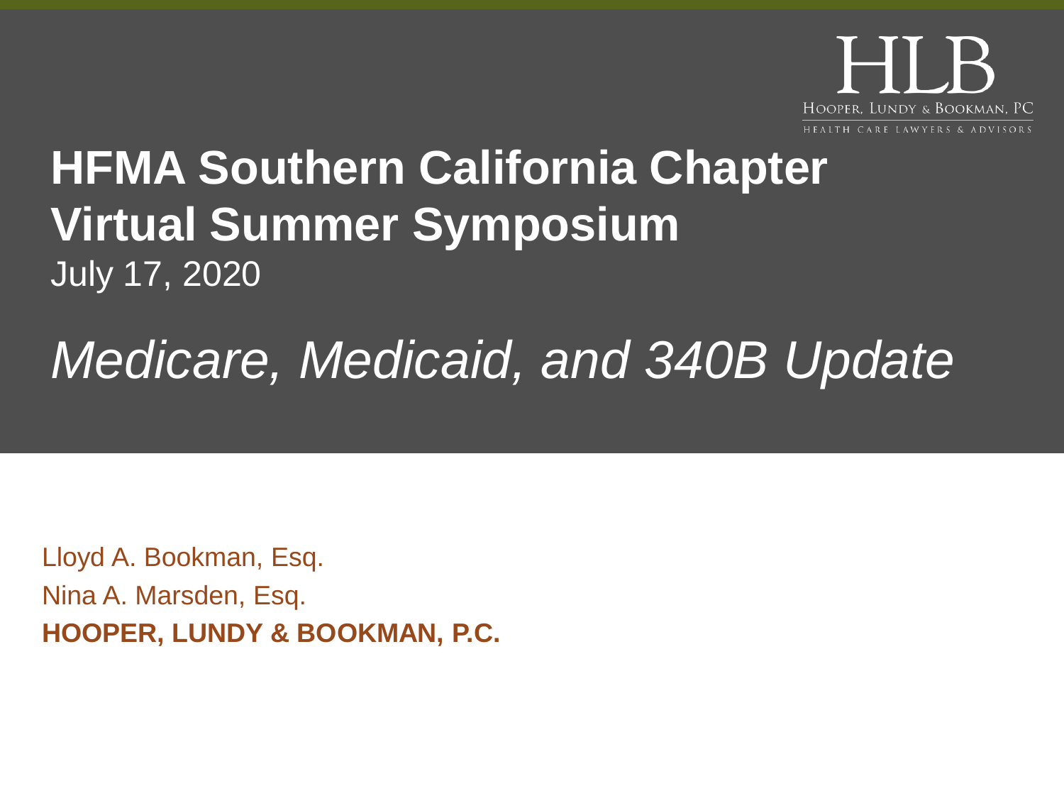HLB

HOOPER, LUNDY & BOOKMAN, PC

HEALTH CARE LAWYERS & ADVISORS

# HFMA Southern California Chapter Virtual Summer Symposium

July 17, 2020

## *Medicare, Medicaid, and 340B Update*

Lloyd A. Bookman, Esq.

Nina A. Marsden, Esq.

**HOOPER, LUNDY & BOOKMAN, P.C.**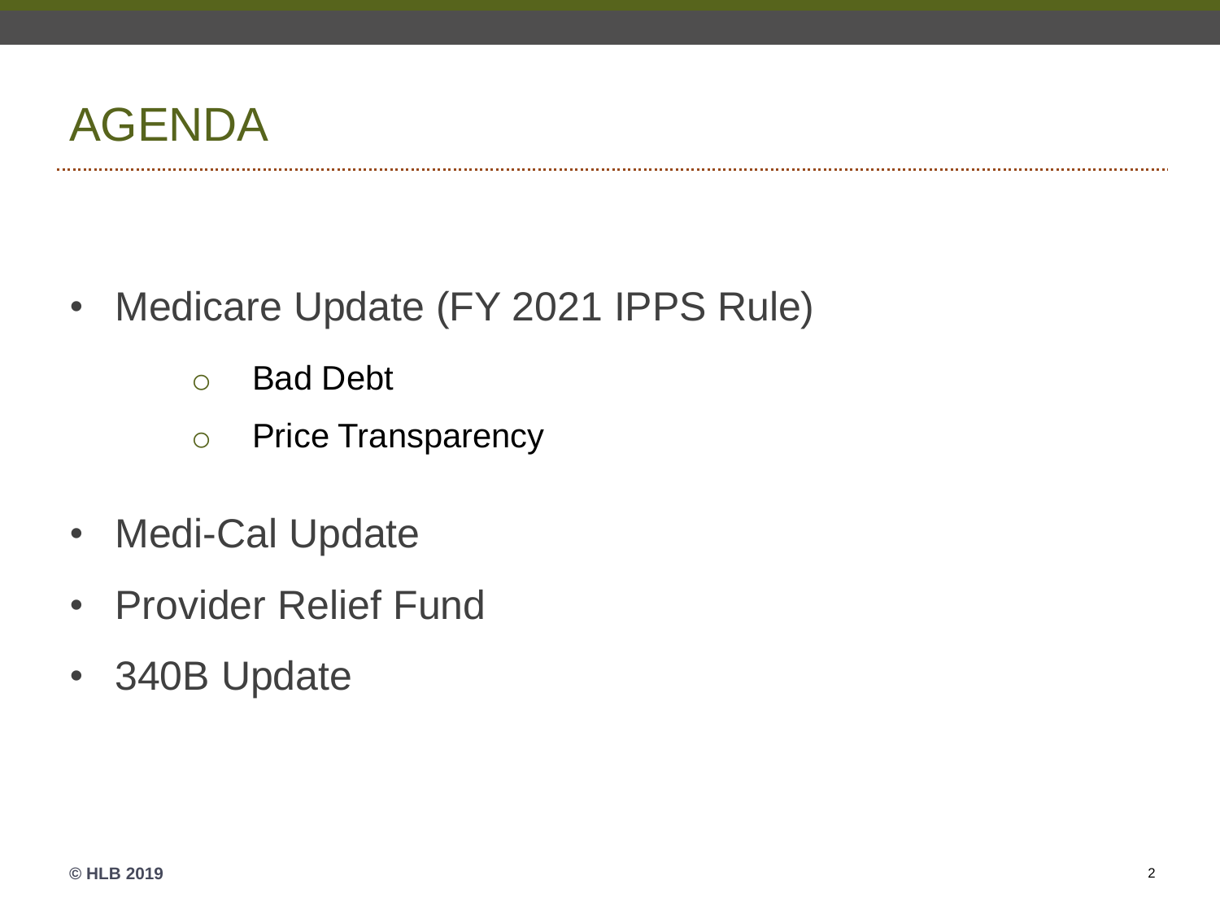# AGENDA

- Medicare Update (FY 2021 IPPS Rule)
  - Bad Debt
  - Price Transparency
- Medi-Cal Update
- Provider Relief Fund
- 340B Update

© HLB 2019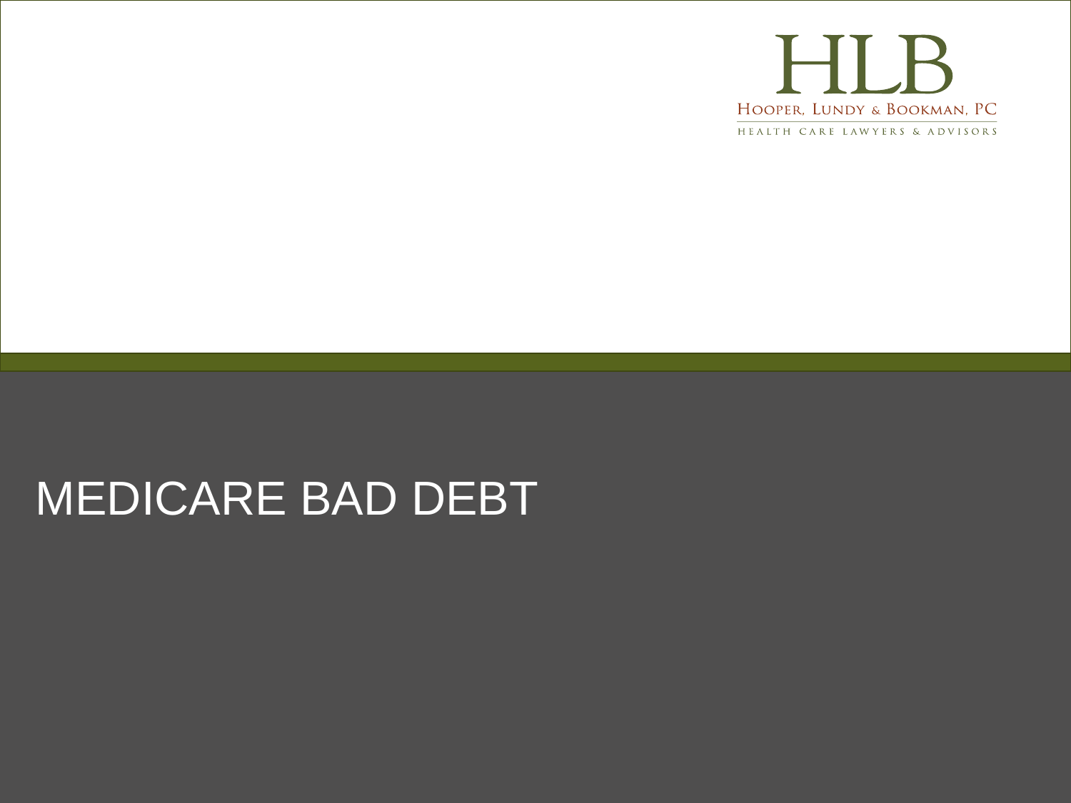# MEDICARE BAD DEBT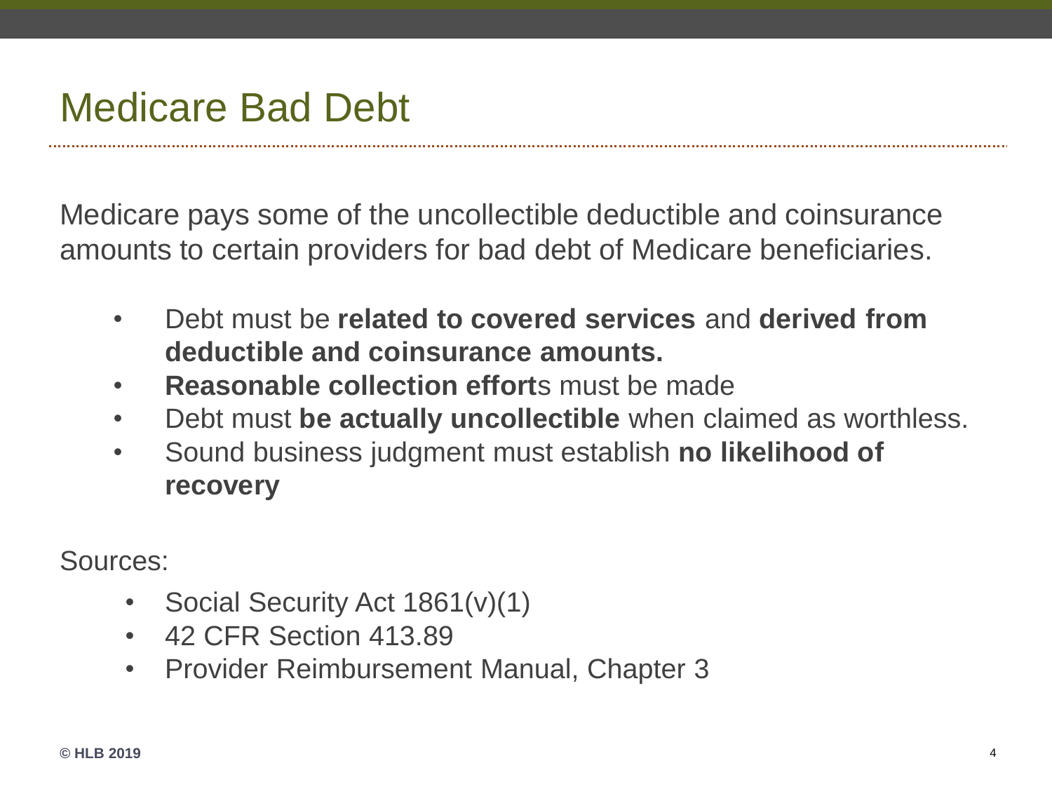# Medicare Bad Debt

Medicare pays some of the uncollectible deductible and coinsurance amounts to certain providers for bad debt of Medicare beneficiaries.

- Debt must be **related to covered services** and **derived from deductible and coinsurance amounts.**
- **Reasonable collection effort**s must be made
- Debt must **be actually uncollectible** when claimed as worthless.
- Sound business judgment must establish **no likelihood of recovery**

Sources:

- Social Security Act 1861(v)(1)
- 42 CFR Section 413.89
- Provider Reimbursement Manual, Chapter 3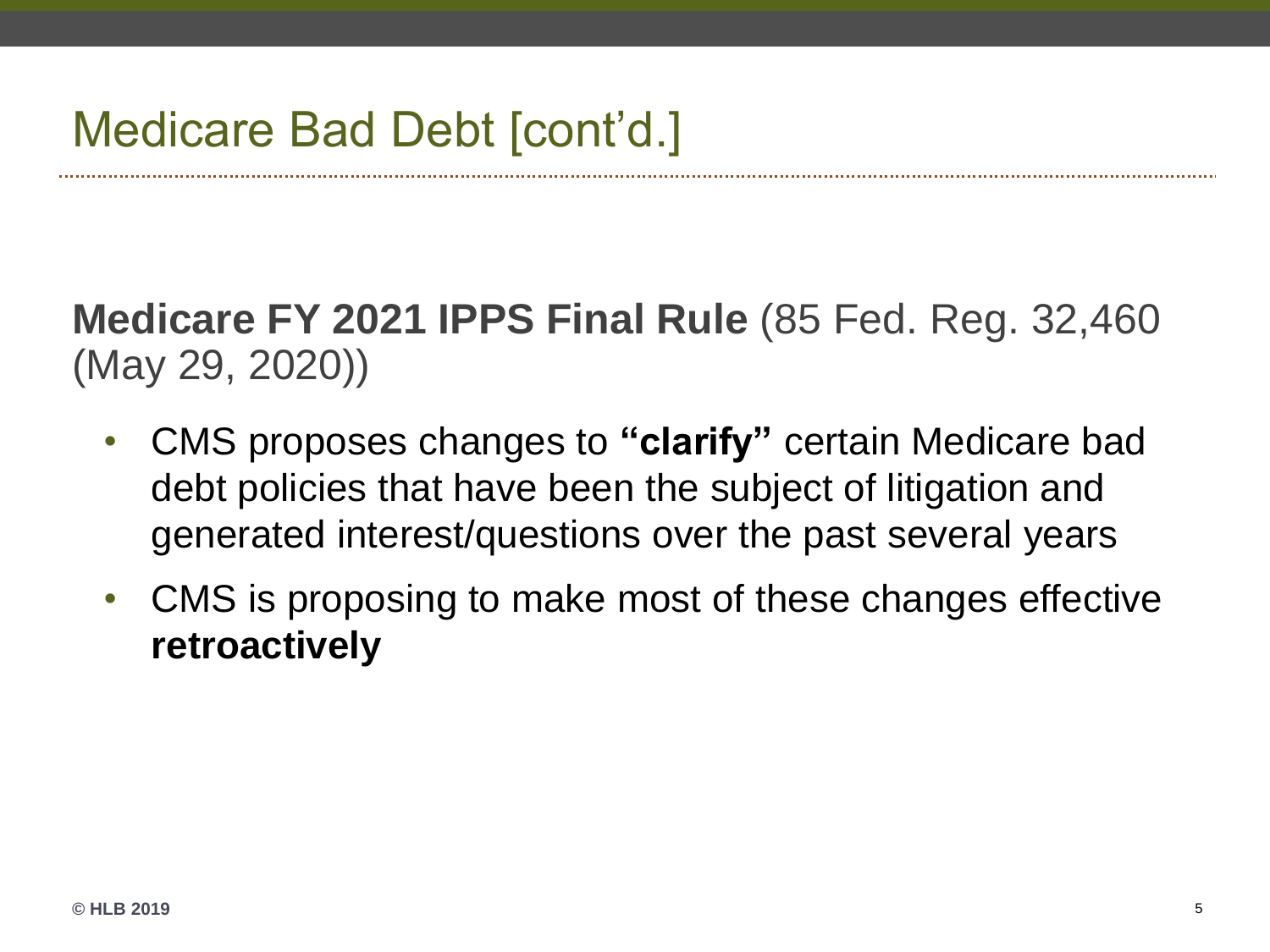# Medicare Bad Debt [cont'd.]

**Medicare FY 2021 IPPS Final Rule** (85 Fed. Reg. 32,460 (May 29, 2020))

- CMS proposes changes to **"clarify"** certain Medicare bad debt policies that have been the subject of litigation and generated interest/questions over the past several years
- CMS is proposing to make most of these changes effective **retroactively**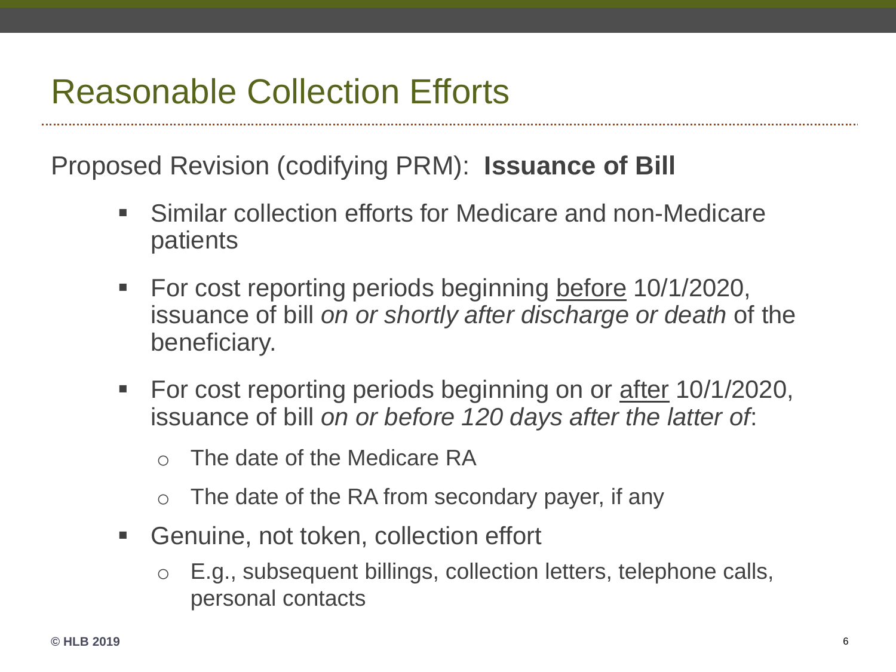# Reasonable Collection Efforts

Proposed Revision (codifying PRM): **Issuance of Bill**

- Similar collection efforts for Medicare and non-Medicare patients
- For cost reporting periods beginning <u>before</u> 10/1/2020, issuance of bill *on or shortly after discharge or death* of the beneficiary.
- For cost reporting periods beginning on or <u>after</u> 10/1/2020, issuance of bill *on or before 120 days after the latter of*:
  - The date of the Medicare RA
  - The date of the RA from secondary payer, if any
- Genuine, not token, collection effort
  - E.g., subsequent billings, collection letters, telephone calls, personal contacts

© HLB 2019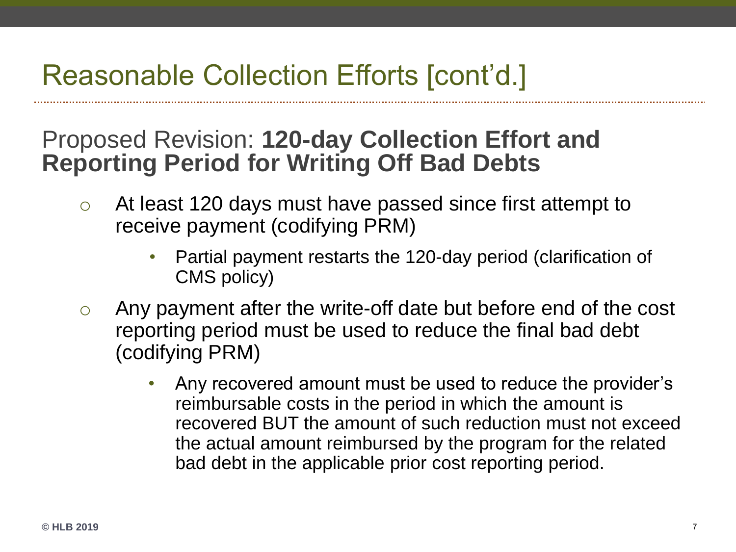# Reasonable Collection Efforts [cont'd.]

## Proposed Revision: **120-day Collection Effort and Reporting Period for Writing Off Bad Debts**

- At least 120 days must have passed since first attempt to receive payment (codifying PRM)
  - Partial payment restarts the 120-day period (clarification of CMS policy)
- Any payment after the write-off date but before end of the cost reporting period must be used to reduce the final bad debt (codifying PRM)
  - Any recovered amount must be used to reduce the provider's reimbursable costs in the period in which the amount is recovered BUT the amount of such reduction must not exceed the actual amount reimbursed by the program for the related bad debt in the applicable prior cost reporting period.

© HLB 2019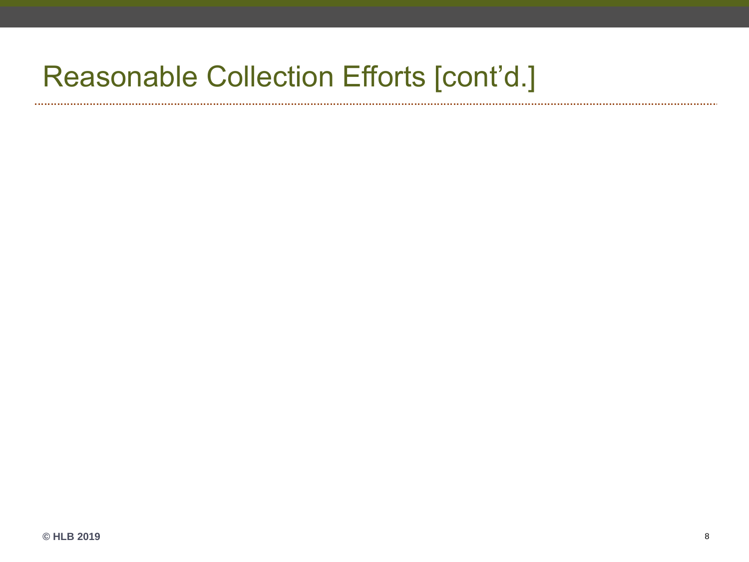# Reasonable Collection Efforts [cont'd.]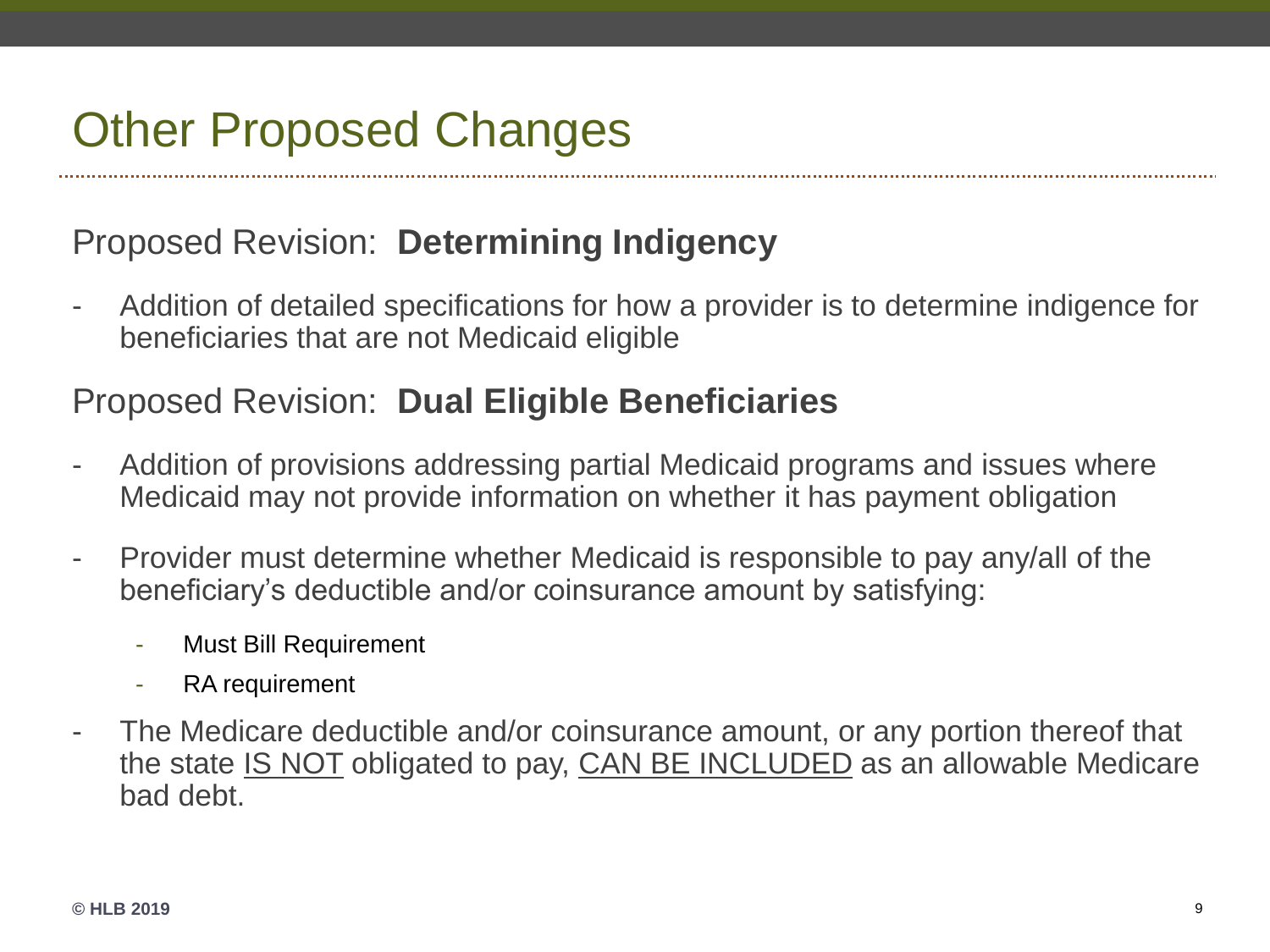# Other Proposed Changes

## Proposed Revision: **Determining Indigency**

- Addition of detailed specifications for how a provider is to determine indigence for beneficiaries that are not Medicaid eligible

## Proposed Revision: **Dual Eligible Beneficiaries**

- Addition of provisions addressing partial Medicaid programs and issues where Medicaid may not provide information on whether it has payment obligation
- Provider must determine whether Medicaid is responsible to pay any/all of the beneficiary's deductible and/or coinsurance amount by satisfying:
  - Must Bill Requirement
  - RA requirement
- The Medicare deductible and/or coinsurance amount, or any portion thereof that the state <u>IS NOT</u> obligated to pay, <u>CAN BE INCLUDED</u> as an allowable Medicare bad debt.

© HLB 2019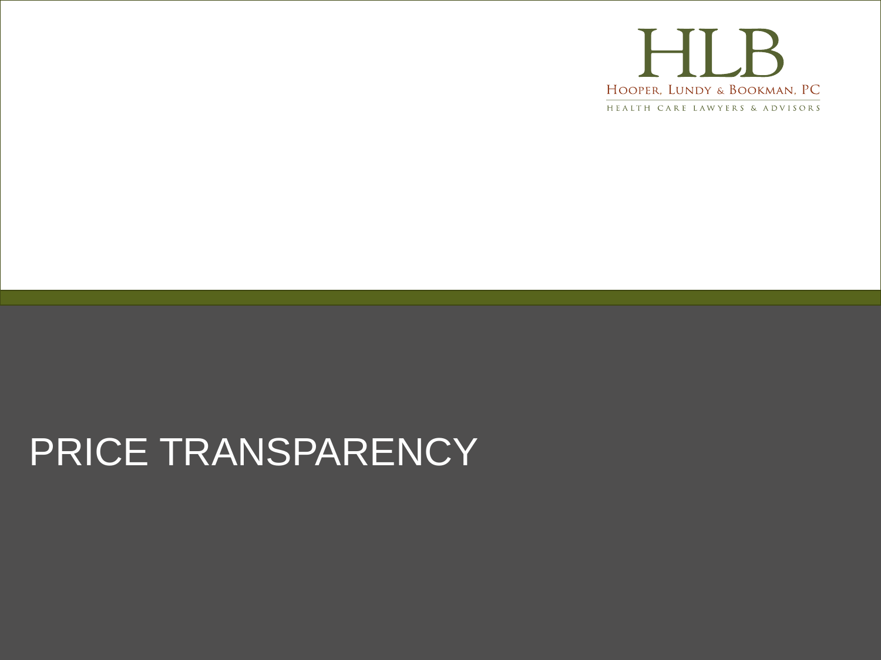# PRICE TRANSPARENCY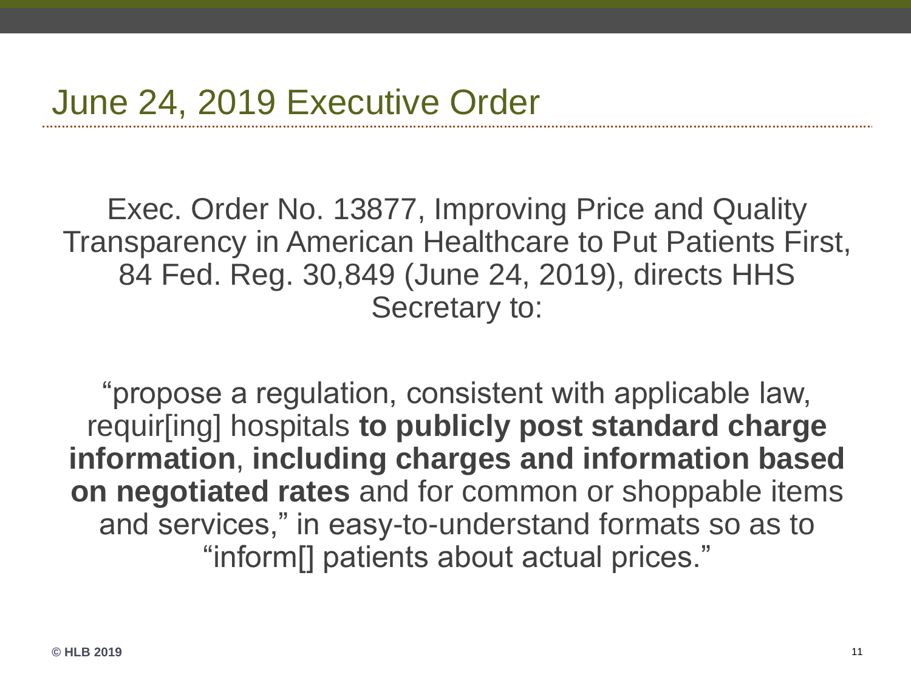# June 24, 2019 Executive Order

Exec. Order No. 13877, Improving Price and Quality Transparency in American Healthcare to Put Patients First, 84 Fed. Reg. 30,849 (June 24, 2019), directs HHS Secretary to:

"propose a regulation, consistent with applicable law, requir[ing] hospitals **to publicly post standard charge information**, **including charges and information based on negotiated rates** and for common or shoppable items and services," in easy-to-understand formats so as to "inform[] patients about actual prices."

© HLB 2019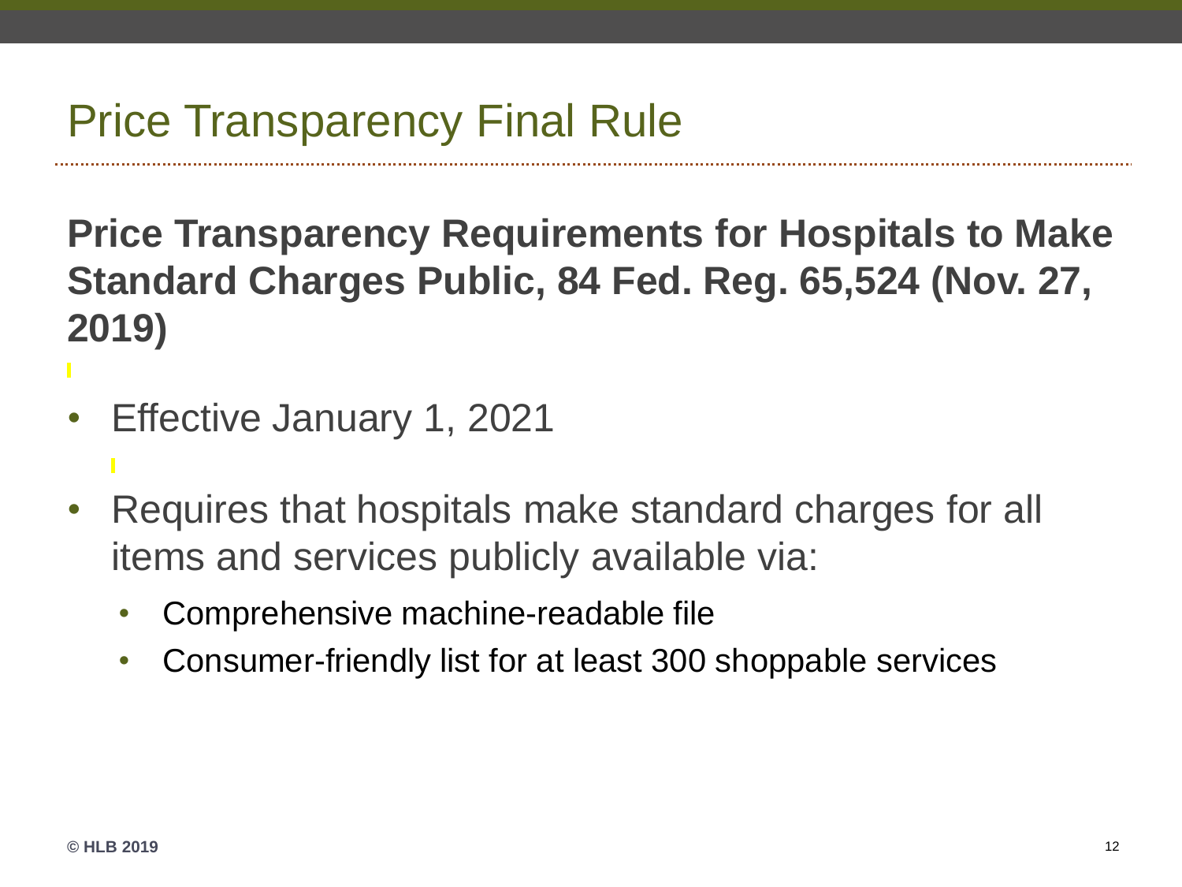# Price Transparency Final Rule

**Price Transparency Requirements for Hospitals to Make Standard Charges Public, 84 Fed. Reg. 65,524 (Nov. 27, 2019)**

- Effective January 1, 2021
- Requires that hospitals make standard charges for all items and services publicly available via:
  - Comprehensive machine-readable file
  - Consumer-friendly list for at least 300 shoppable services

© HLB 2019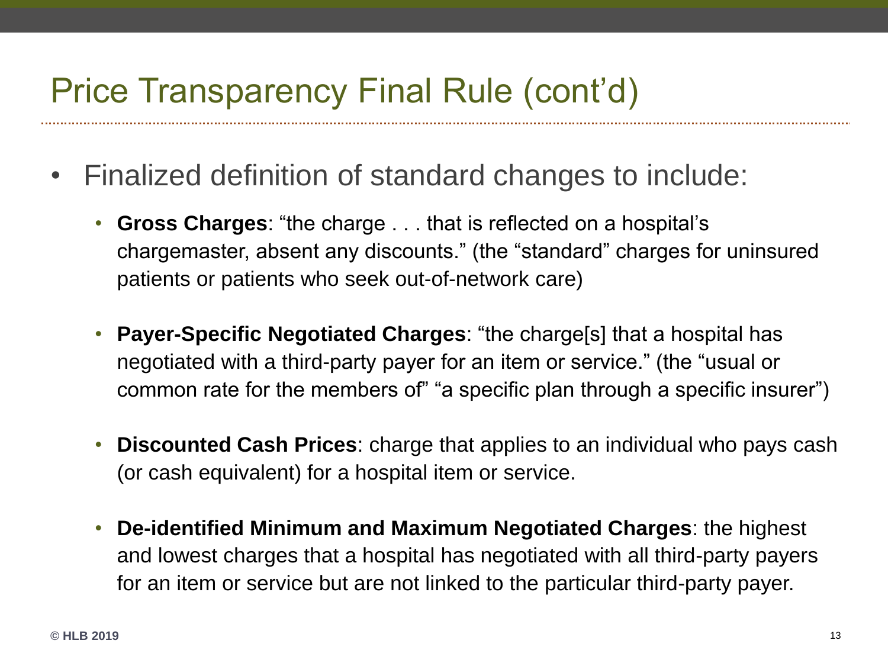# Price Transparency Final Rule (cont'd)

- Finalized definition of standard changes to include:
  - **Gross Charges**: "the charge . . . that is reflected on a hospital's chargemaster, absent any discounts." (the "standard" charges for uninsured patients or patients who seek out-of-network care)
  - **Payer-Specific Negotiated Charges**: "the charge[s] that a hospital has negotiated with a third-party payer for an item or service." (the "usual or common rate for the members of" "a specific plan through a specific insurer")
  - **Discounted Cash Prices**: charge that applies to an individual who pays cash (or cash equivalent) for a hospital item or service.
  - **De-identified Minimum and Maximum Negotiated Charges**: the highest and lowest charges that a hospital has negotiated with all third-party payers for an item or service but are not linked to the particular third-party payer.

© HLB 2019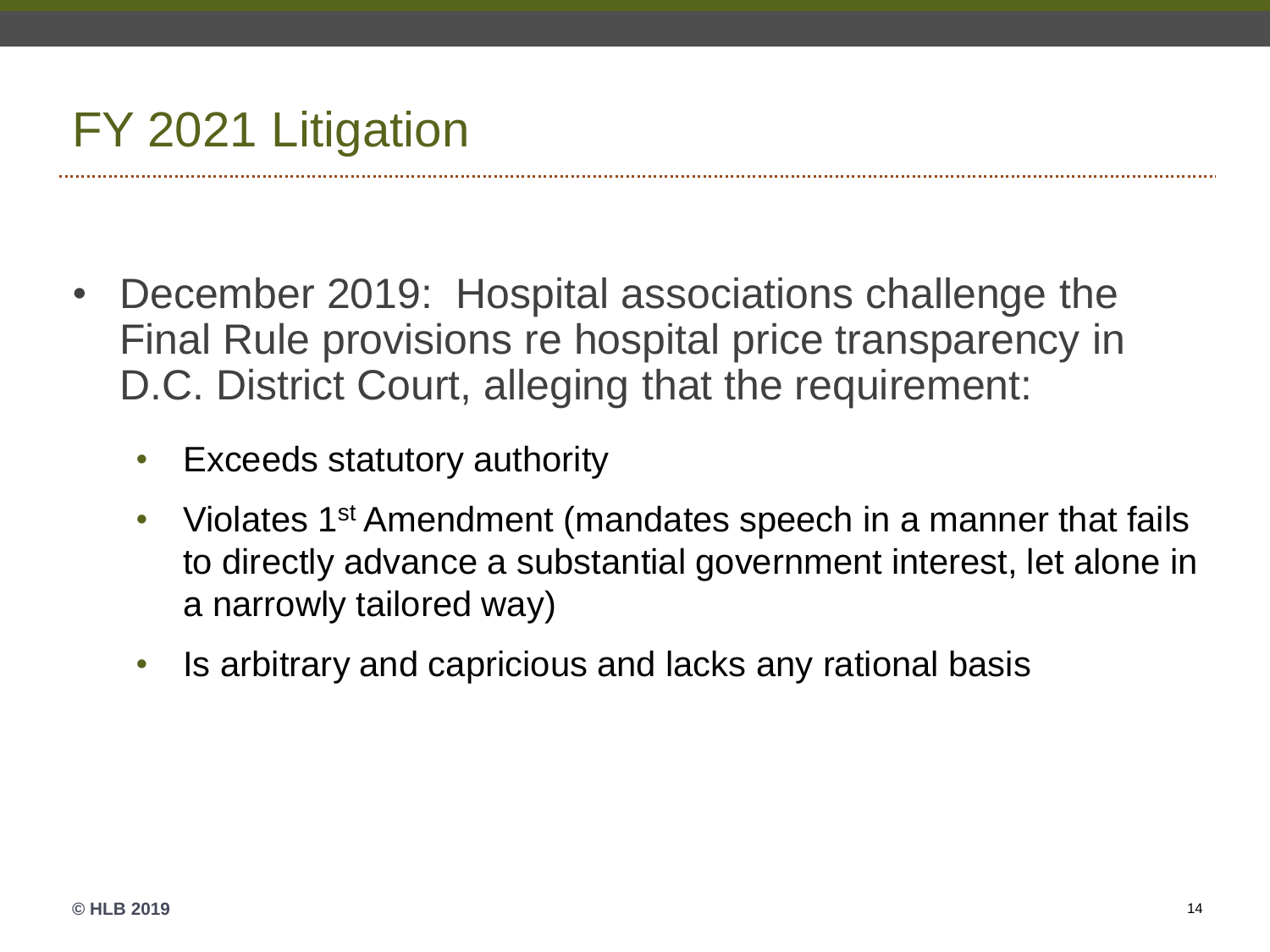# FY 2021 Litigation

- December 2019: Hospital associations challenge the Final Rule provisions re hospital price transparency in D.C. District Court, alleging that the requirement:
  - Exceeds statutory authority
  - Violates 1st Amendment (mandates speech in a manner that fails to directly advance a substantial government interest, let alone in a narrowly tailored way)
  - Is arbitrary and capricious and lacks any rational basis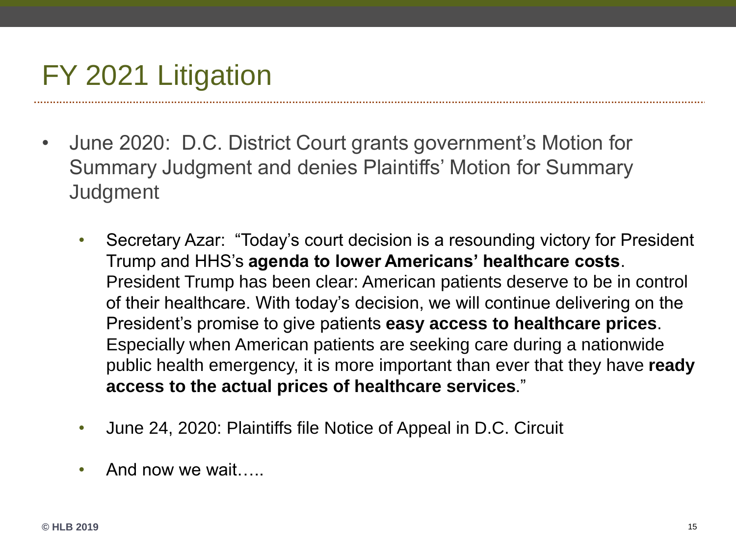# FY 2021 Litigation

- June 2020: D.C. District Court grants government's Motion for Summary Judgment and denies Plaintiffs' Motion for Summary Judgment
  - Secretary Azar: "Today's court decision is a resounding victory for President Trump and HHS's **agenda to lower Americans' healthcare costs**. President Trump has been clear: American patients deserve to be in control of their healthcare. With today's decision, we will continue delivering on the President's promise to give patients **easy access to healthcare prices**. Especially when American patients are seeking care during a nationwide public health emergency, it is more important than ever that they have **ready access to the actual prices of healthcare services**."
  - June 24, 2020: Plaintiffs file Notice of Appeal in D.C. Circuit
  - And now we wait…..

© HLB 2019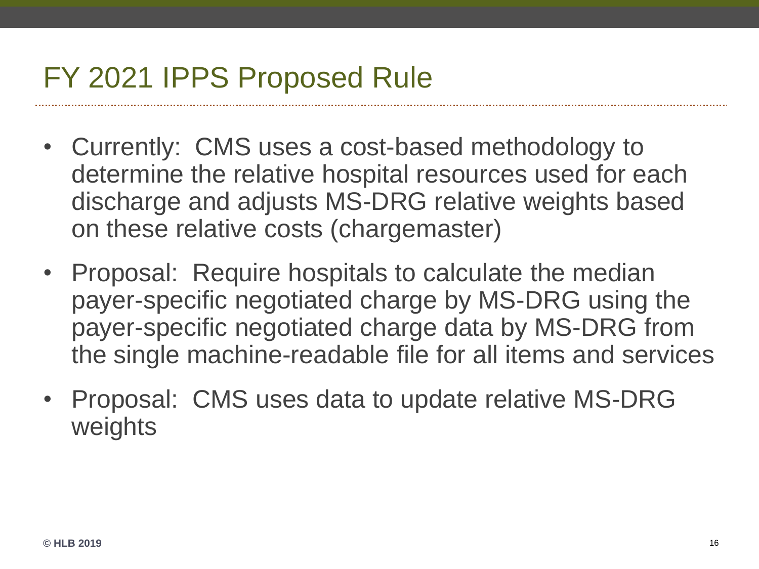# FY 2021 IPPS Proposed Rule

- Currently: CMS uses a cost-based methodology to determine the relative hospital resources used for each discharge and adjusts MS-DRG relative weights based on these relative costs (chargemaster)
- Proposal: Require hospitals to calculate the median payer-specific negotiated charge by MS-DRG using the payer-specific negotiated charge data by MS-DRG from the single machine-readable file for all items and services
- Proposal: CMS uses data to update relative MS-DRG weights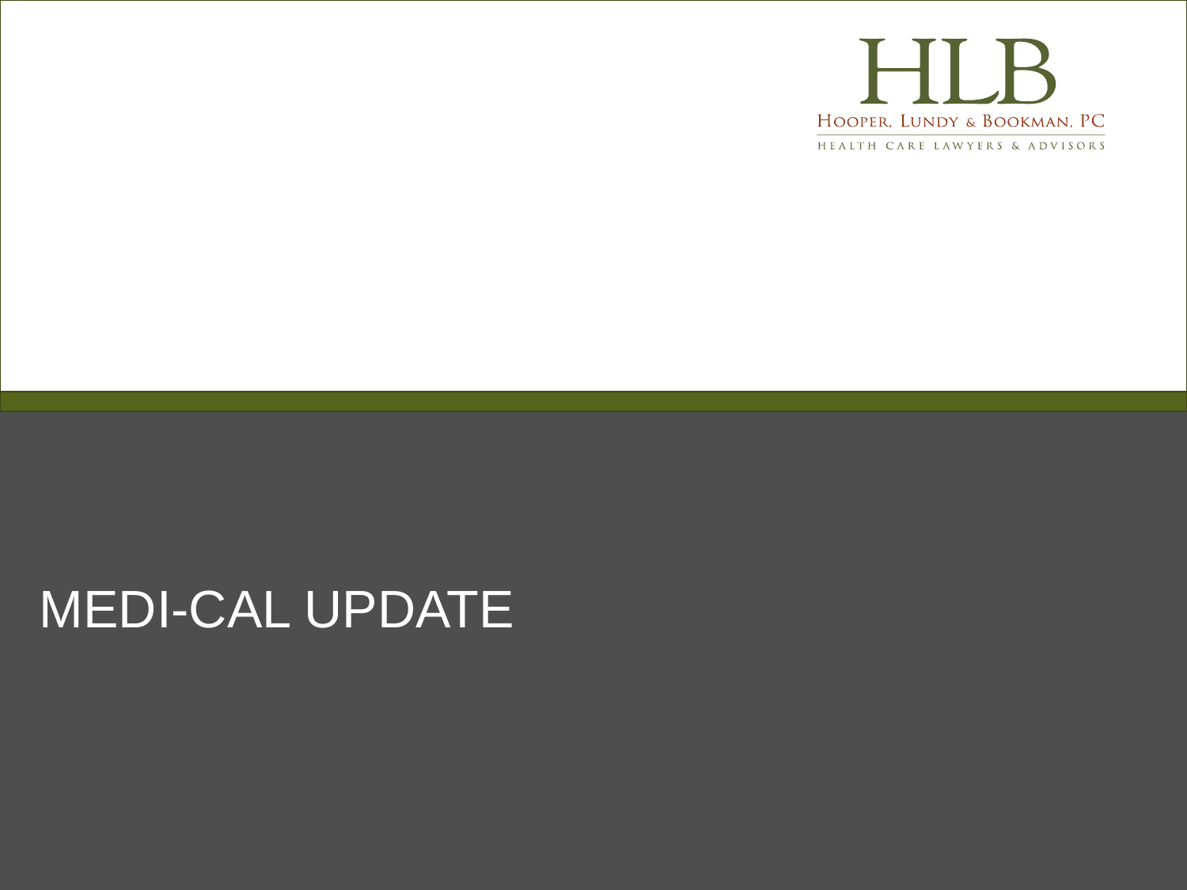HLB

Hooper, Lundy & Bookman, PC

Health Care Lawyers & Advisors

# MEDI-CAL UPDATE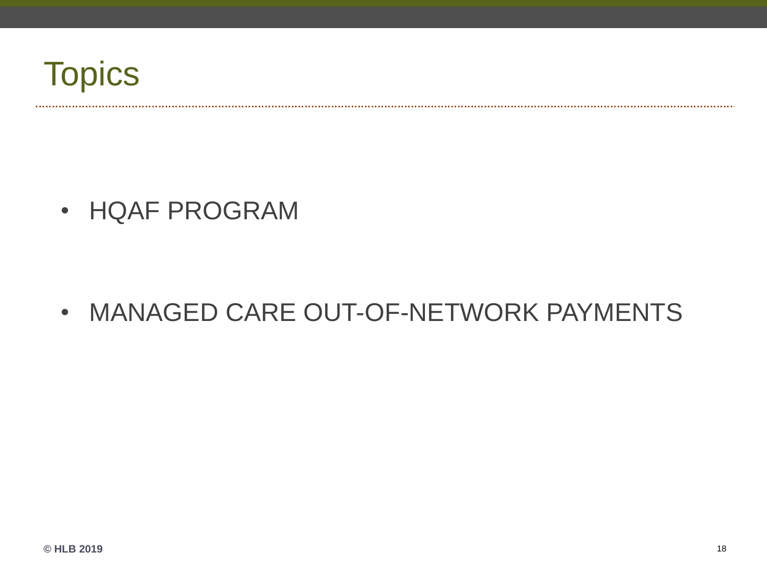# Topics

- HQAF PROGRAM
- MANAGED CARE OUT-OF-NETWORK PAYMENTS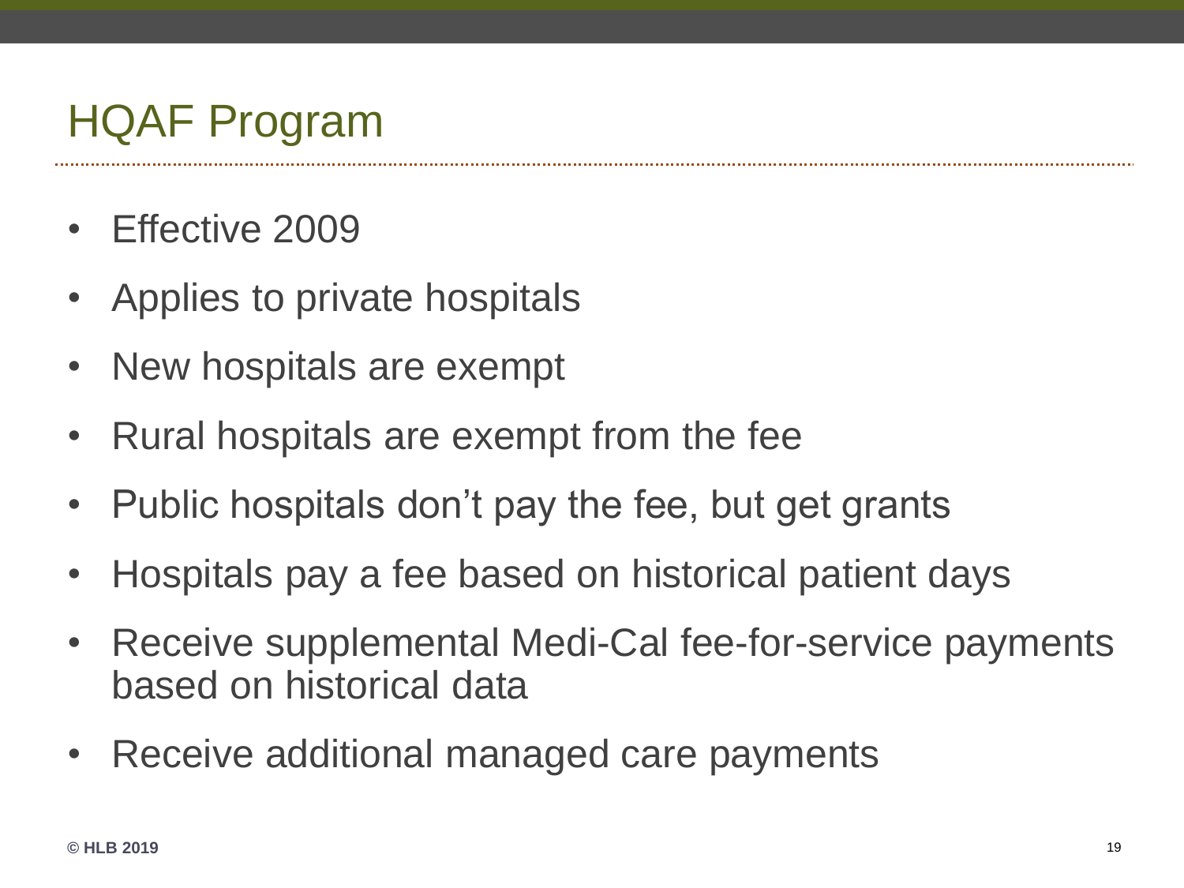# HQAF Program

- Effective 2009
- Applies to private hospitals
- New hospitals are exempt
- Rural hospitals are exempt from the fee
- Public hospitals don't pay the fee, but get grants
- Hospitals pay a fee based on historical patient days
- Receive supplemental Medi-Cal fee-for-service payments based on historical data
- Receive additional managed care payments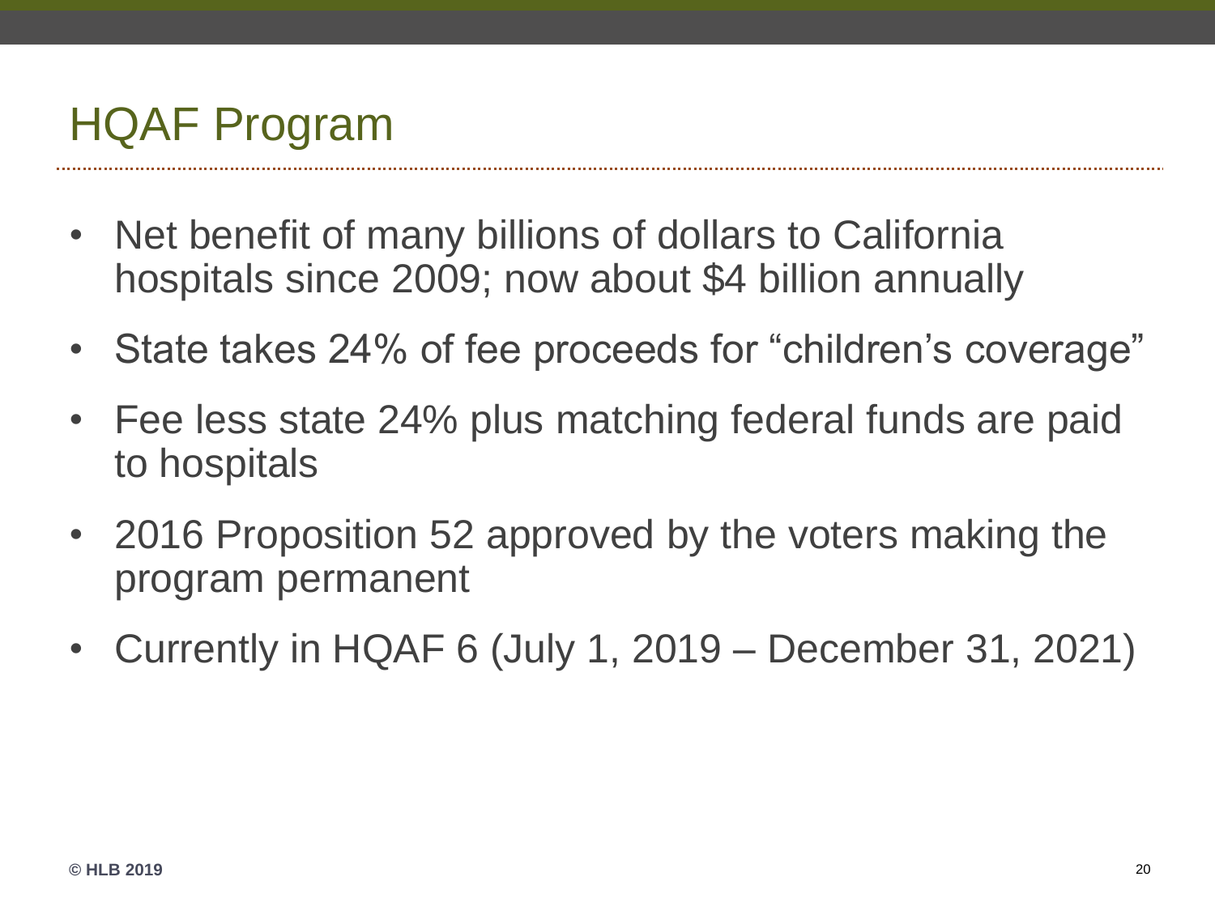# HQAF Program

- Net benefit of many billions of dollars to California hospitals since 2009; now about $4 billion annually
- State takes 24% of fee proceeds for "children's coverage"
- Fee less state 24% plus matching federal funds are paid to hospitals
- 2016 Proposition 52 approved by the voters making the program permanent
- Currently in HQAF 6 (July 1, 2019 – December 31, 2021)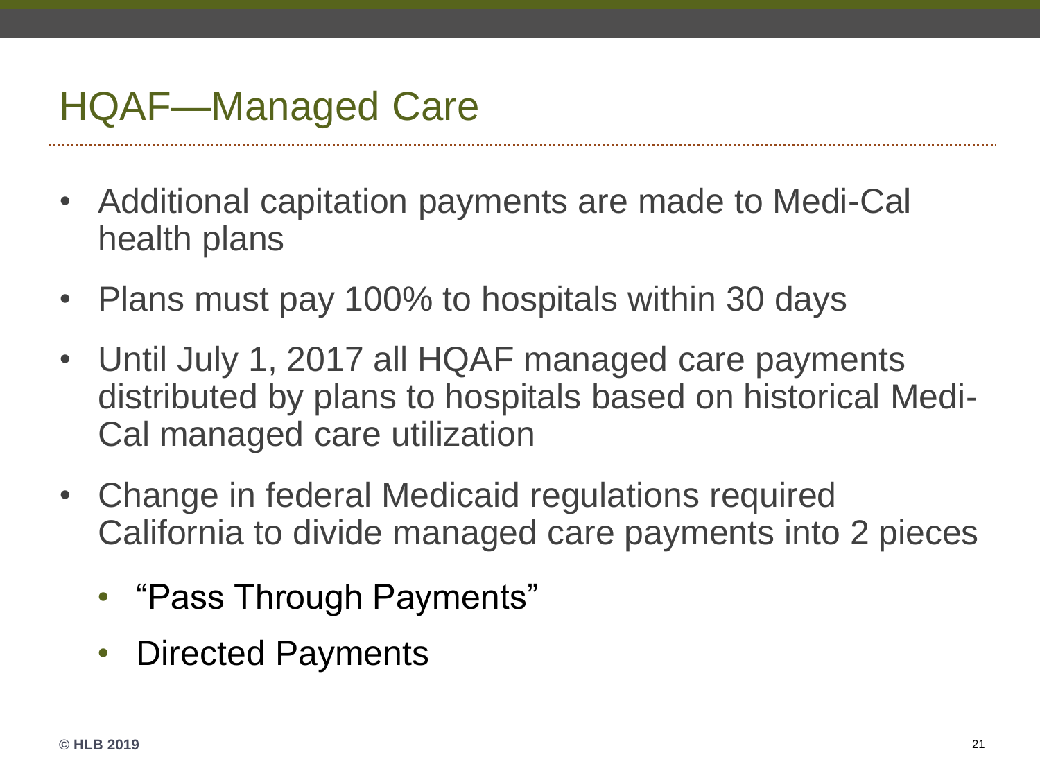# HQAF—Managed Care

- Additional capitation payments are made to Medi-Cal health plans
- Plans must pay 100% to hospitals within 30 days
- Until July 1, 2017 all HQAF managed care payments distributed by plans to hospitals based on historical Medi-Cal managed care utilization
- Change in federal Medicaid regulations required California to divide managed care payments into 2 pieces
  - "Pass Through Payments"
  - Directed Payments

© HLB 2019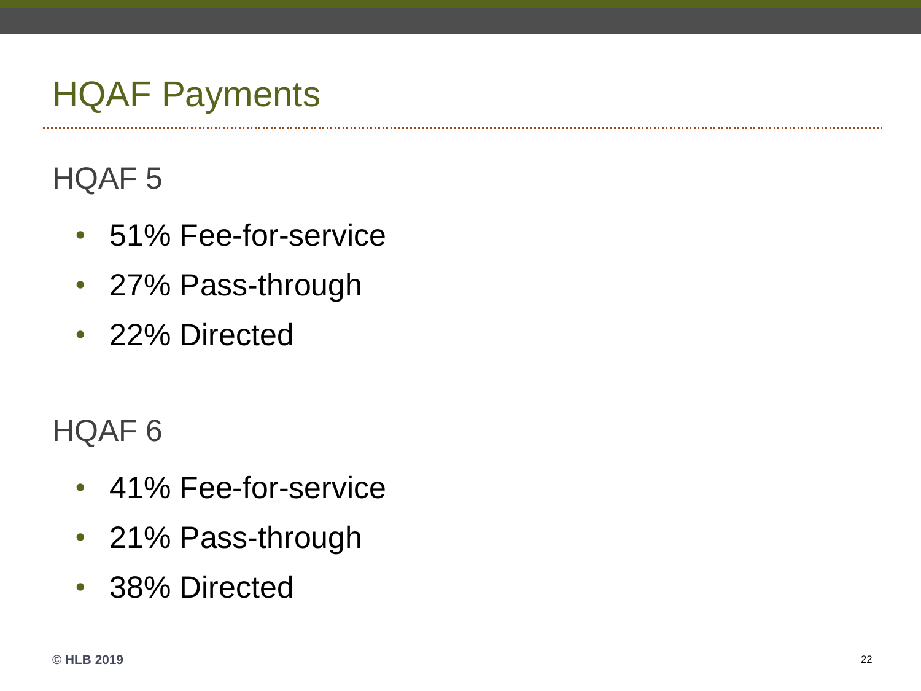# HQAF Payments

## HQAF 5

- 51% Fee-for-service
- 27% Pass-through
- 22% Directed

## HQAF 6

- 41% Fee-for-service
- 21% Pass-through
- 38% Directed

© HLB 2019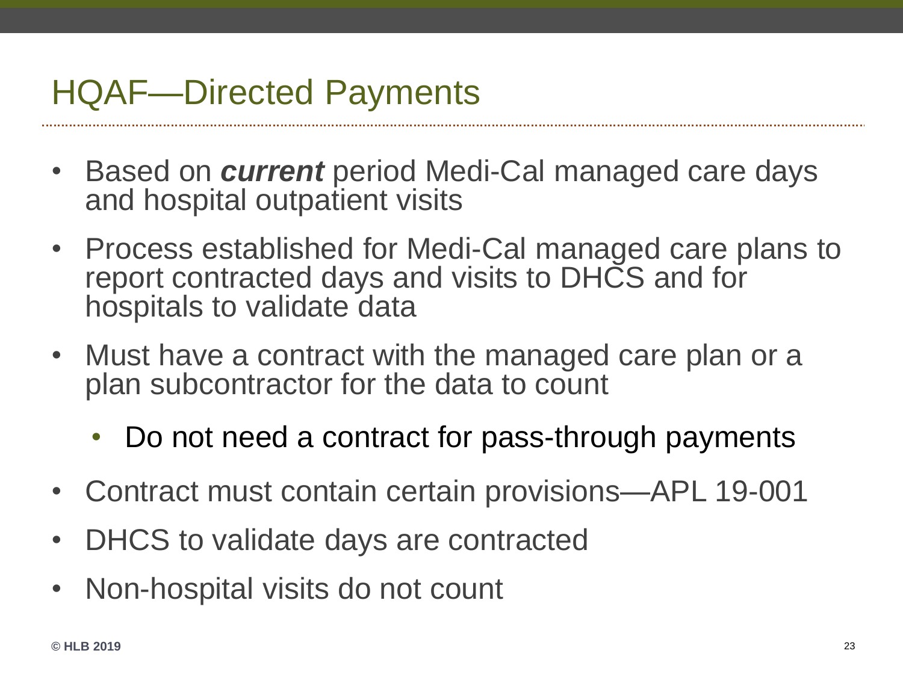# HQAF—Directed Payments

- Based on ***current*** period Medi-Cal managed care days and hospital outpatient visits
- Process established for Medi-Cal managed care plans to report contracted days and visits to DHCS and for hospitals to validate data
- Must have a contract with the managed care plan or a plan subcontractor for the data to count
  - Do not need a contract for pass-through payments
- Contract must contain certain provisions—APL 19-001
- DHCS to validate days are contracted
- Non-hospital visits do not count

**© HLB 2019**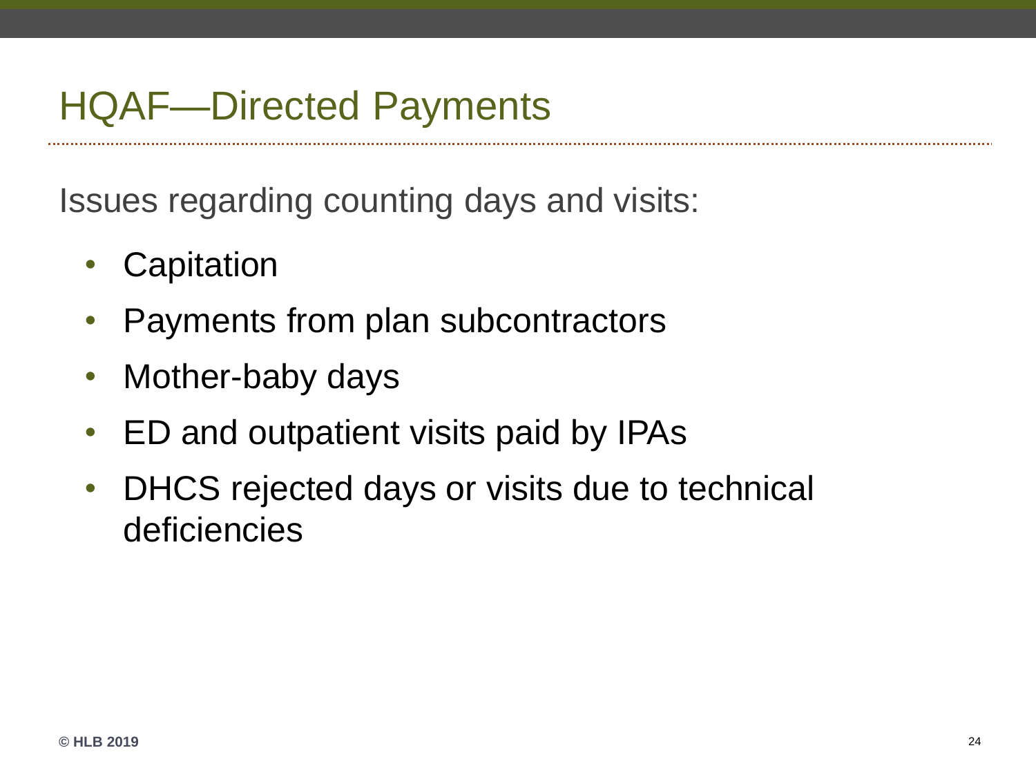# HQAF—Directed Payments

Issues regarding counting days and visits:

- Capitation
- Payments from plan subcontractors
- Mother-baby days
- ED and outpatient visits paid by IPAs
- DHCS rejected days or visits due to technical deficiencies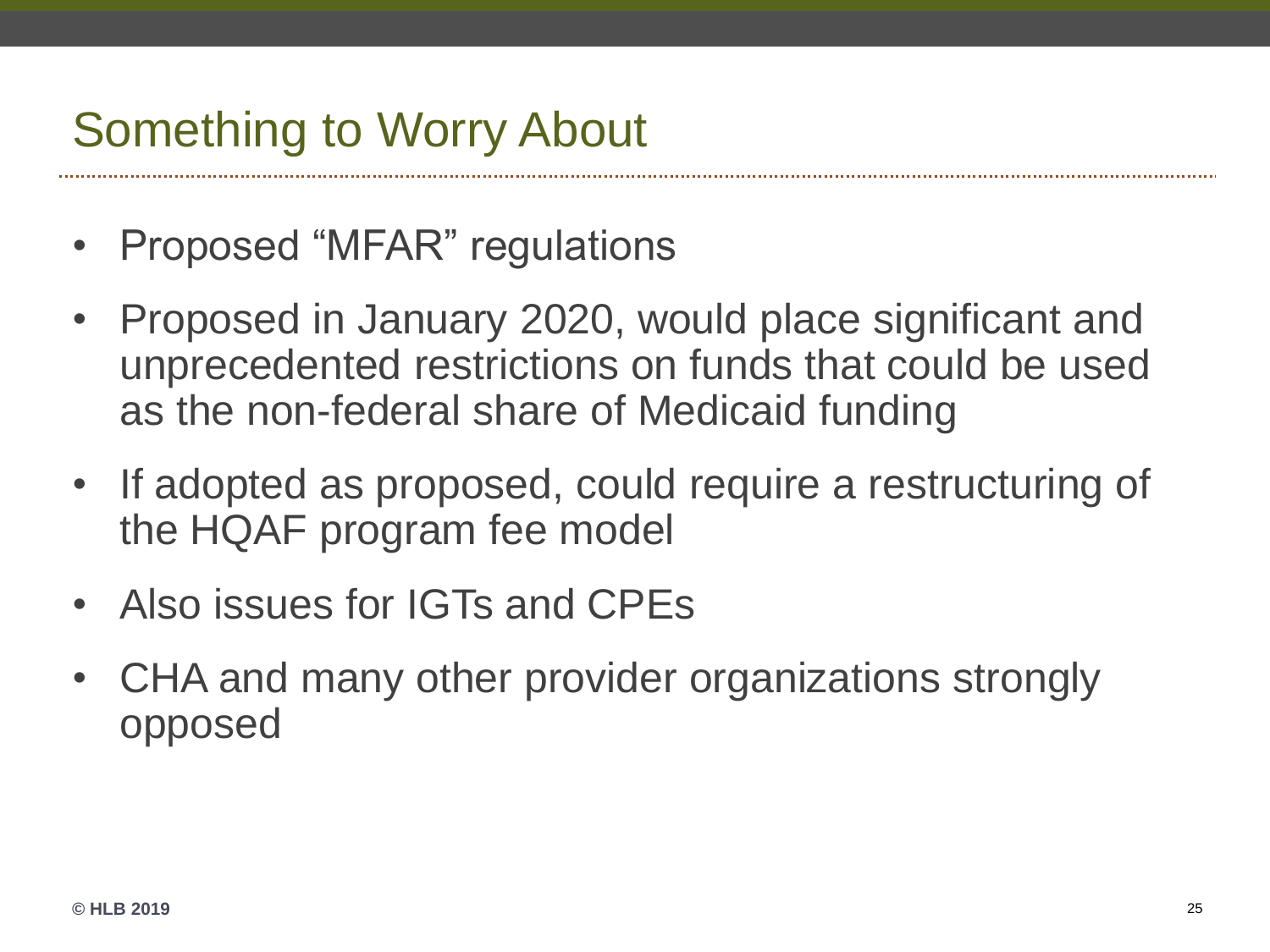# Something to Worry About

- Proposed “MFAR” regulations
- Proposed in January 2020, would place significant and unprecedented restrictions on funds that could be used as the non-federal share of Medicaid funding
- If adopted as proposed, could require a restructuring of the HQAF program fee model
- Also issues for IGTs and CPEs
- CHA and many other provider organizations strongly opposed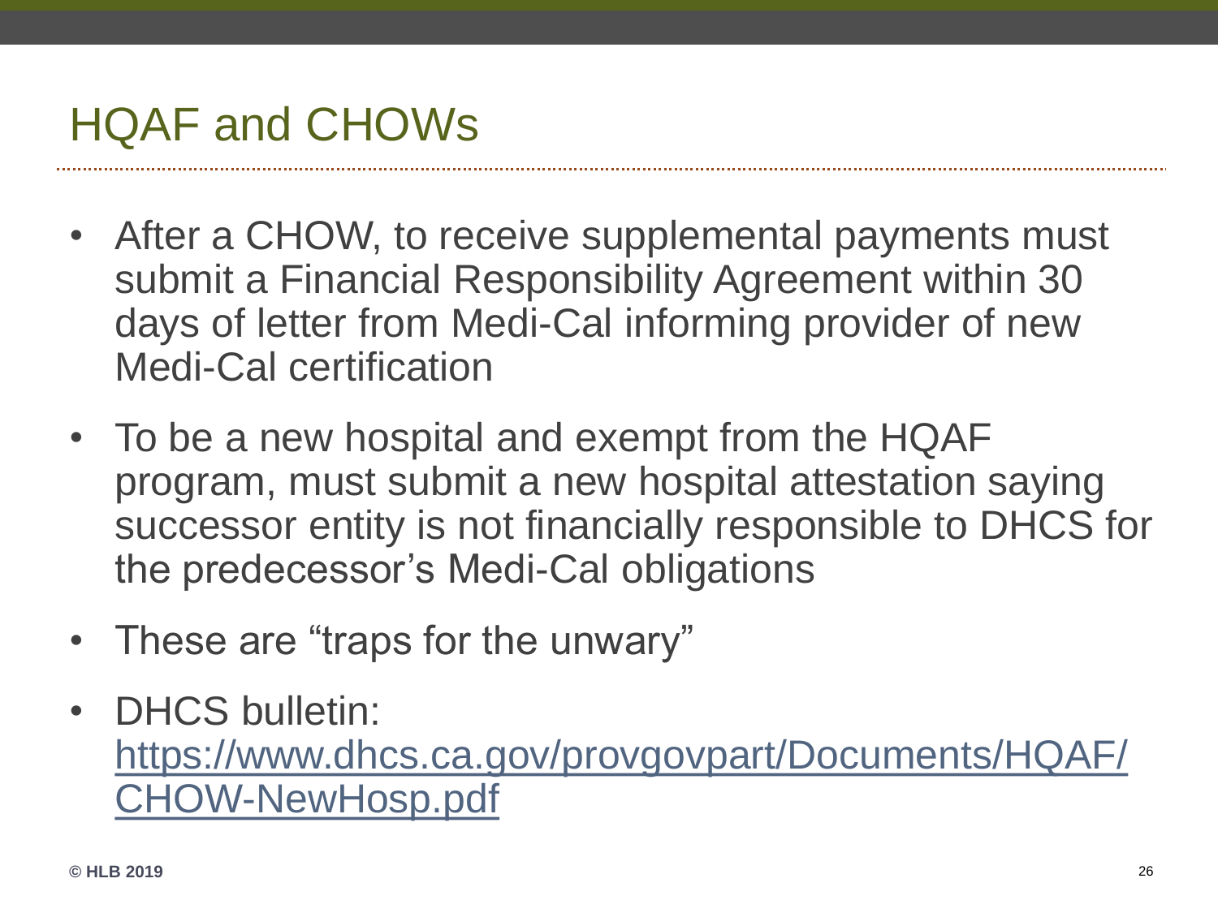# HQAF and CHOWs

- After a CHOW, to receive supplemental payments must submit a Financial Responsibility Agreement within 30 days of letter from Medi-Cal informing provider of new Medi-Cal certification
- To be a new hospital and exempt from the HQAF program, must submit a new hospital attestation saying successor entity is not financially responsible to DHCS for the predecessor's Medi-Cal obligations
- These are "traps for the unwary"
- DHCS bulletin: https://www.dhcs.ca.gov/provgovpart/Documents/HQAF/CHOW-NewHosp.pdf

© HLB 2019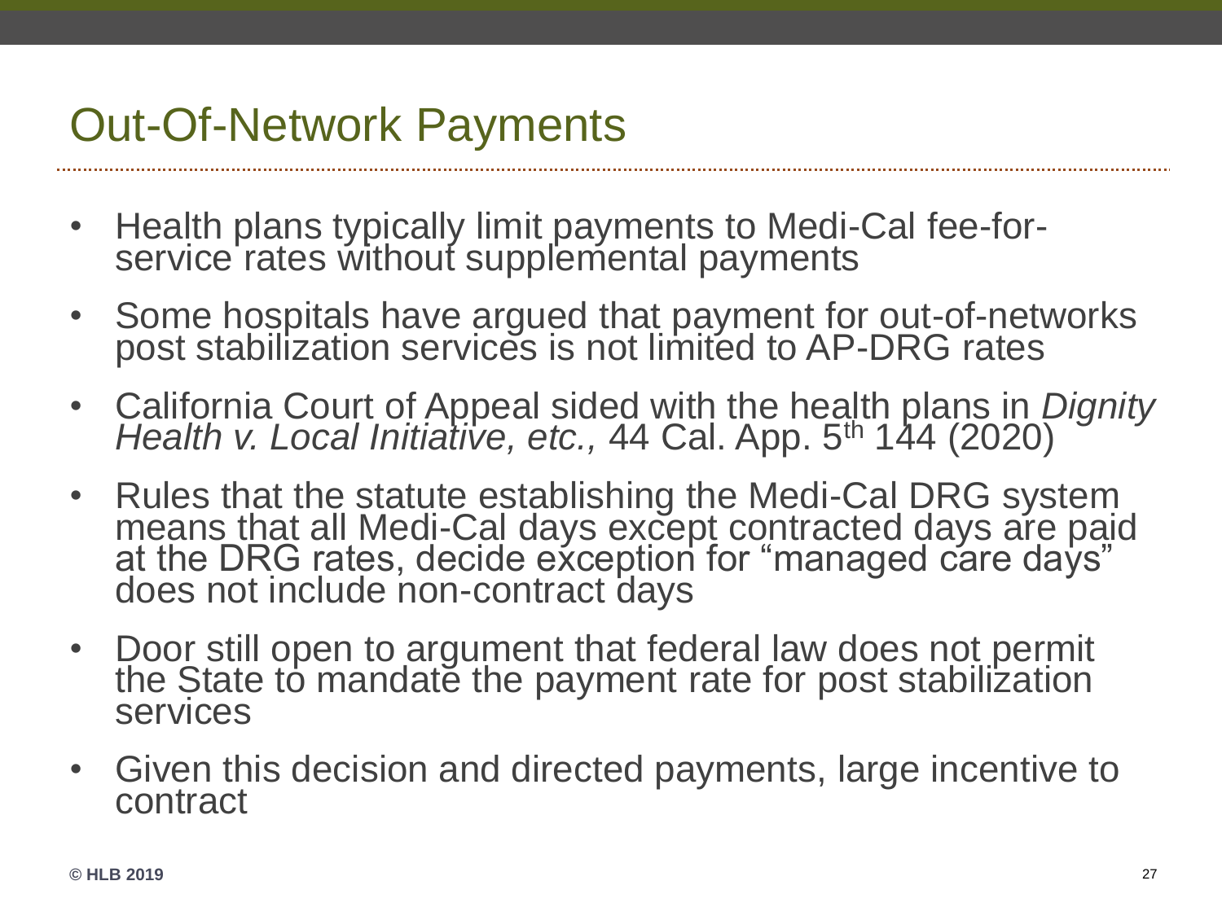# Out-Of-Network Payments

- Health plans typically limit payments to Medi-Cal fee-for-service rates without supplemental payments
- Some hospitals have argued that payment for out-of-networks post stabilization services is not limited to AP-DRG rates
- California Court of Appeal sided with the health plans in *Dignity Health v. Local Initiative, etc.,* 44 Cal. App. 5th 144 (2020)
- Rules that the statute establishing the Medi-Cal DRG system means that all Medi-Cal days except contracted days are paid at the DRG rates, decide exception for "managed care days" does not include non-contract days
- Door still open to argument that federal law does not permit the State to mandate the payment rate for post stabilization services
- Given this decision and directed payments, large incentive to contract

© HLB 2019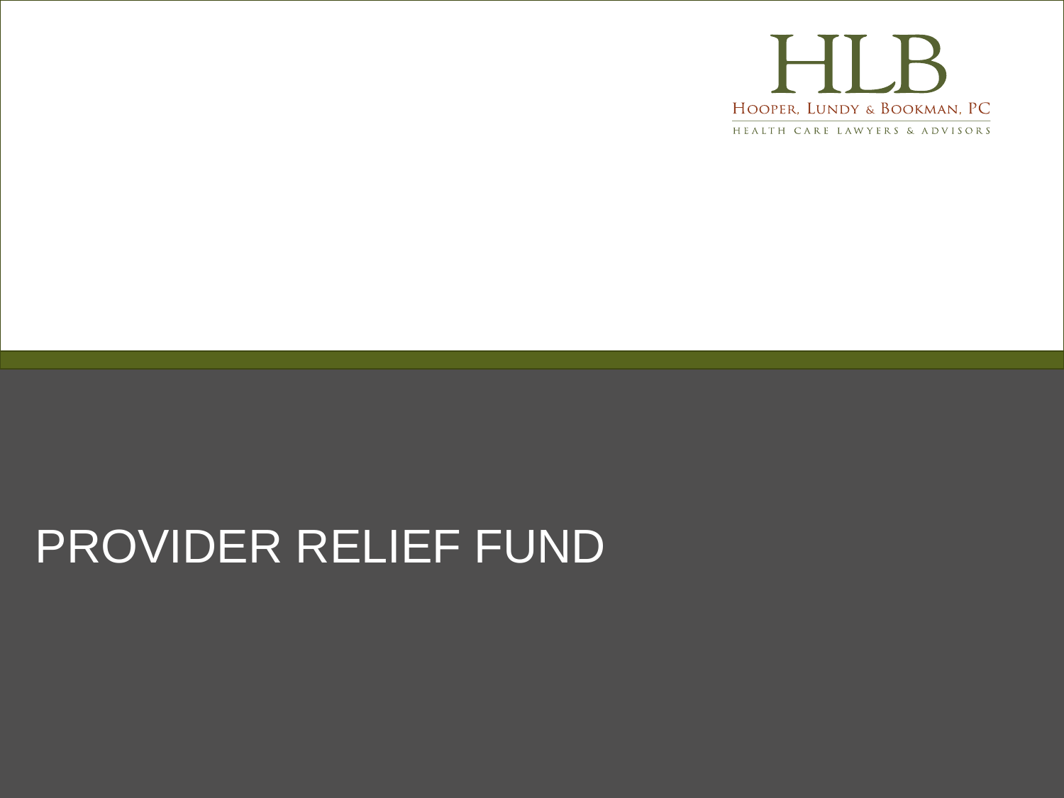HLB

Hooper, Lundy & Bookman, PC

Health Care Lawyers & Advisors

# PROVIDER RELIEF FUND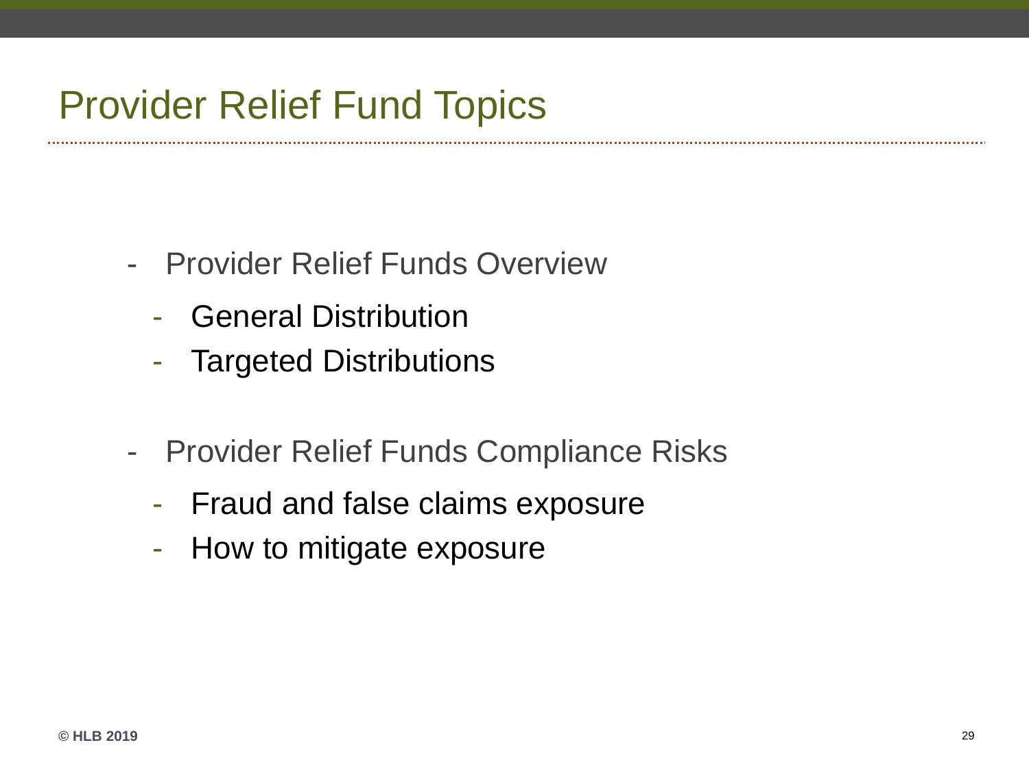# Provider Relief Fund Topics

- Provider Relief Funds Overview
  - General Distribution
  - Targeted Distributions

- Provider Relief Funds Compliance Risks
  - Fraud and false claims exposure
  - How to mitigate exposure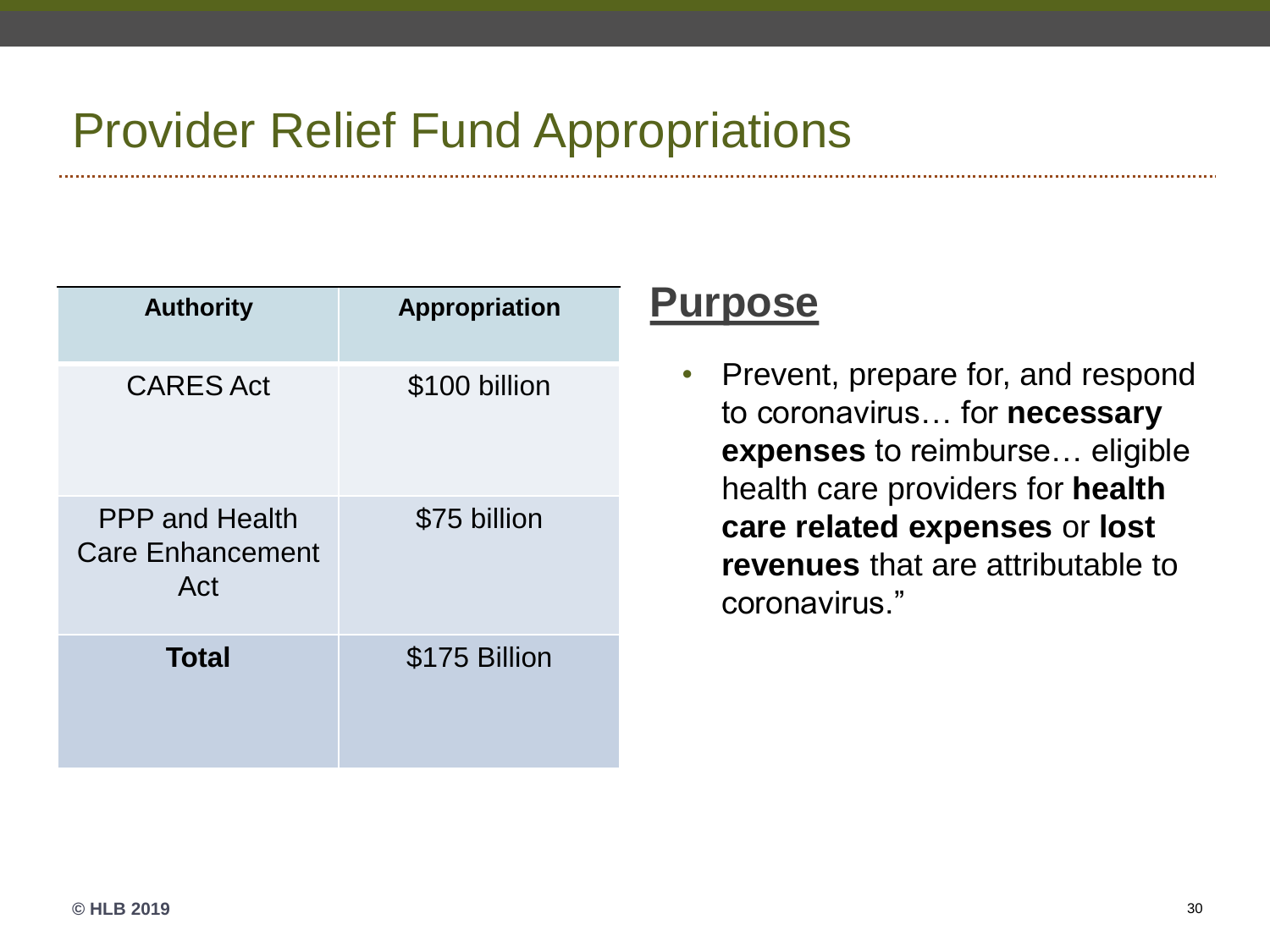# Provider Relief Fund Appropriations

| Authority | Appropriation |
|---|---|
| CARES Act | $100 billion |
| PPP and Health Care Enhancement Act | $75 billion |
| **Total** | $175 Billion |

## Purpose

- Prevent, prepare for, and respond to coronavirus… for **necessary expenses** to reimburse… eligible health care providers for **health care related expenses** or **lost revenues** that are attributable to coronavirus."

© HLB 2019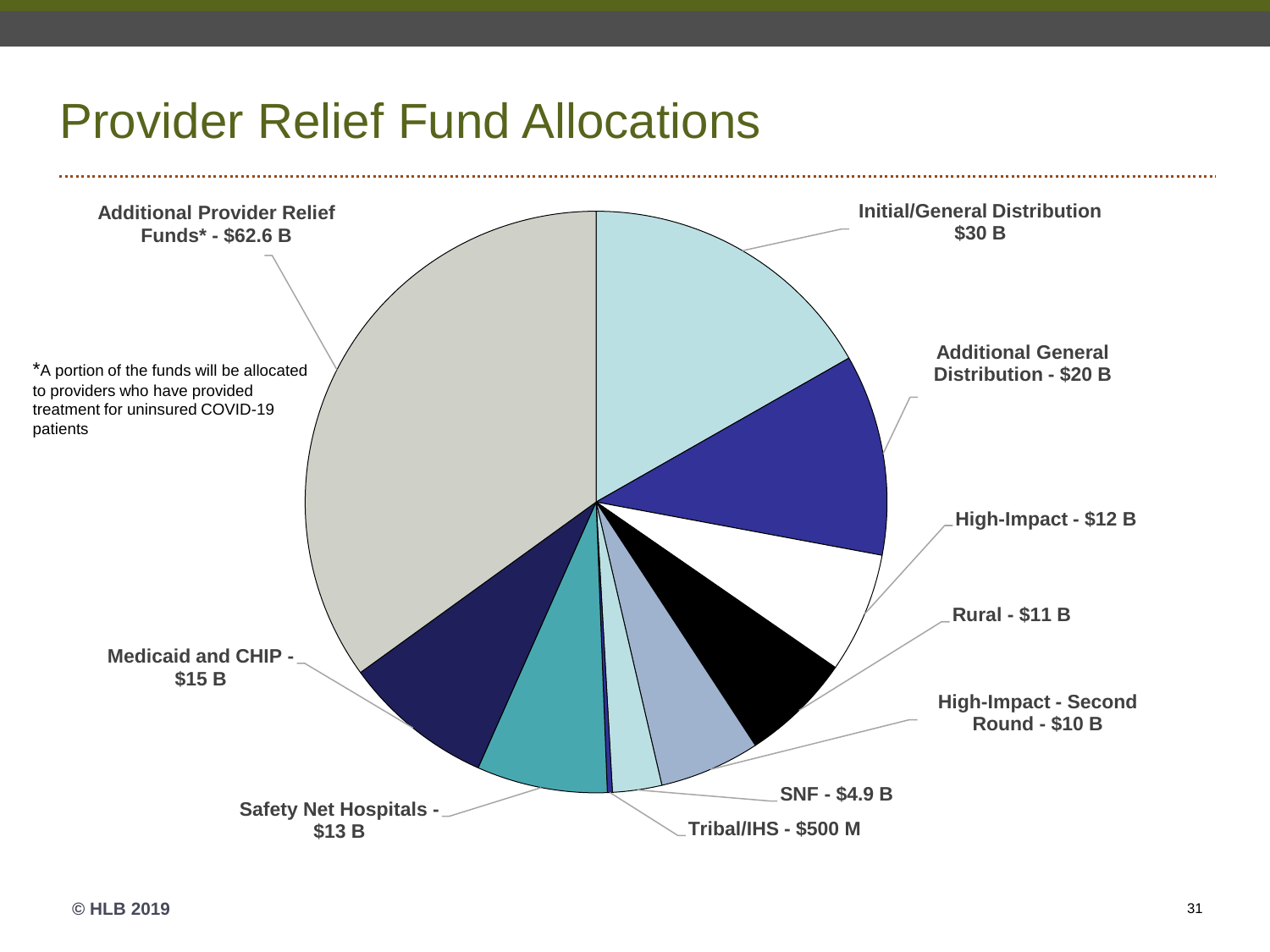# Provider Relief Fund Allocations

- Initial/General Distribution $30 B
- Additional General Distribution - $20 B
- High-Impact - $12 B
- Rural - $11 B
- High-Impact - Second Round - $10 B
- SNF - $4.9 B
- Tribal/IHS - $500 M
- Safety Net Hospitals - $13 B
- Medicaid and CHIP - $15 B
- Additional Provider Relief Funds* - $62.6 B

*A portion of the funds will be allocated to providers who have provided treatment for uninsured COVID-19 patients

© HLB 2019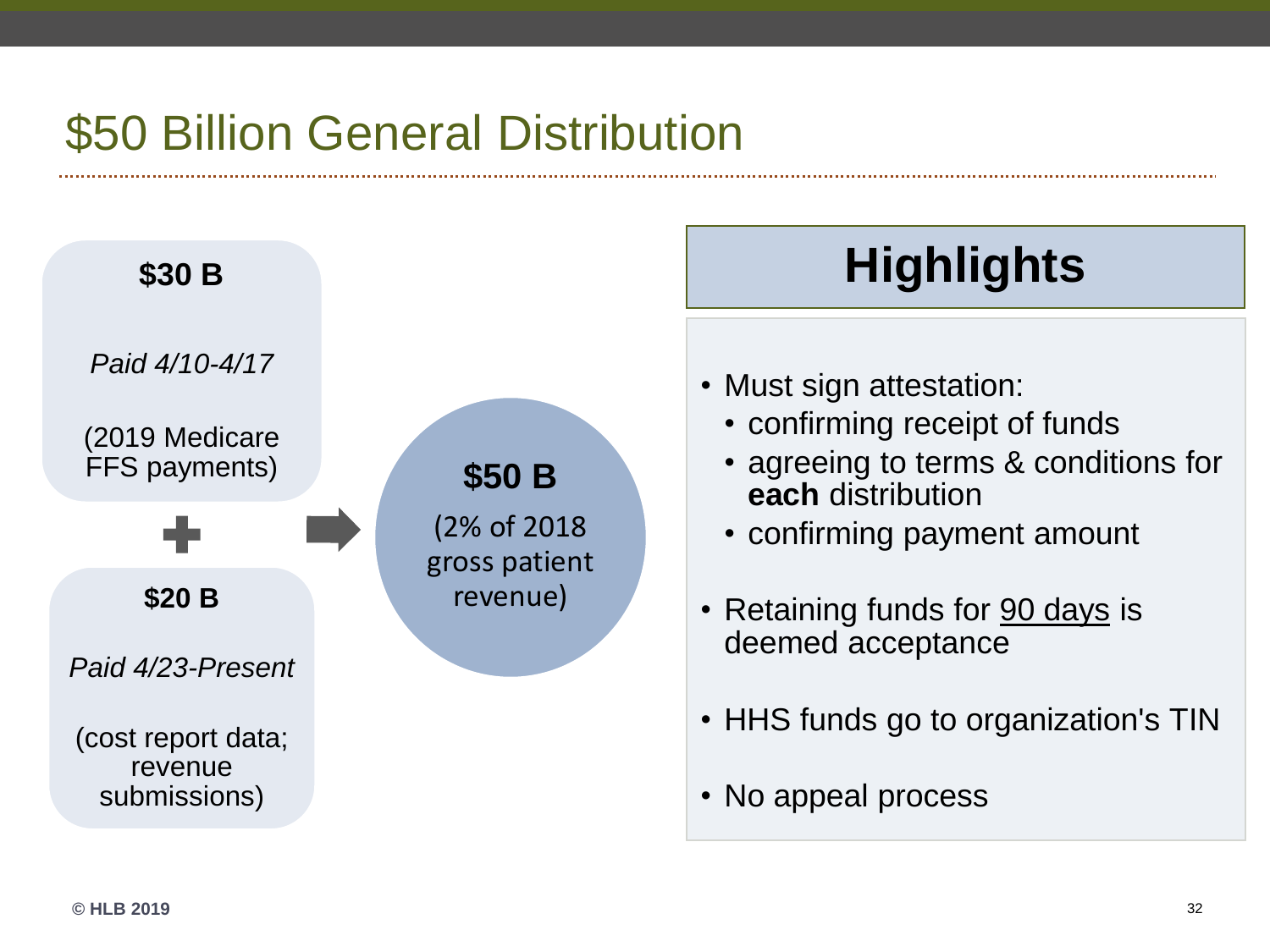# $50 Billion General Distribution

**$30 B**

*Paid 4/10-4/17*

(2019 Medicare FFS payments)

+

**$20 B**

*Paid 4/23-Present*

(cost report data; revenue submissions)

→

**$50 B**

(2% of 2018 gross patient revenue)

## Highlights

- Must sign attestation:
  - confirming receipt of funds
  - agreeing to terms & conditions for **each** distribution
  - confirming payment amount
- Retaining funds for 90 days is deemed acceptance
- HHS funds go to organization's TIN
- No appeal process

© HLB 2019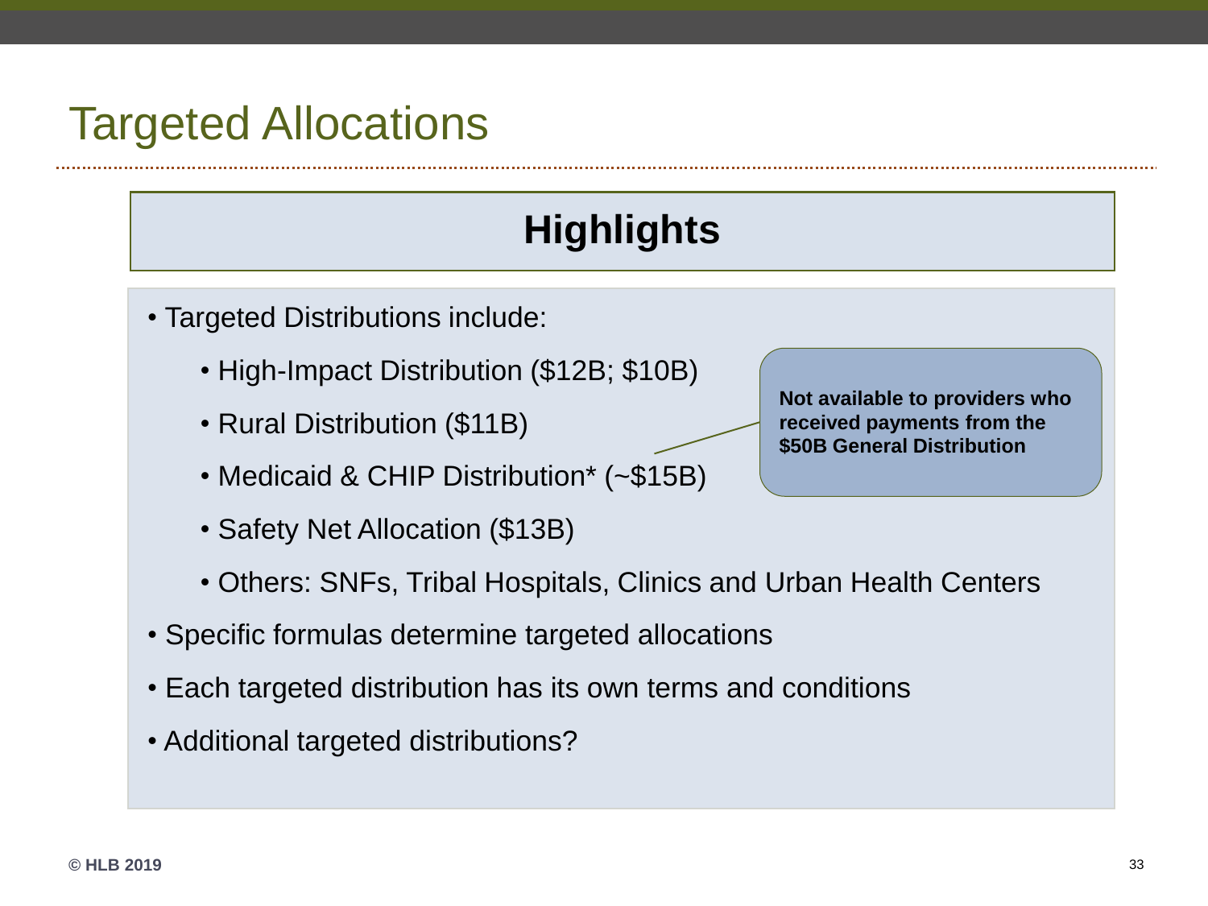# Targeted Allocations

## Highlights

- Targeted Distributions include:
  - High-Impact Distribution ($12B; $10B)
  - Rural Distribution ($11B)
  - Medicaid & CHIP Distribution* (~$15B)
  - Safety Net Allocation ($13B)
  - Others: SNFs, Tribal Hospitals, Clinics and Urban Health Centers
- Specific formulas determine targeted allocations
- Each targeted distribution has its own terms and conditions
- Additional targeted distributions?

**Not available to providers who received payments from the $50B General Distribution**

**© HLB 2019**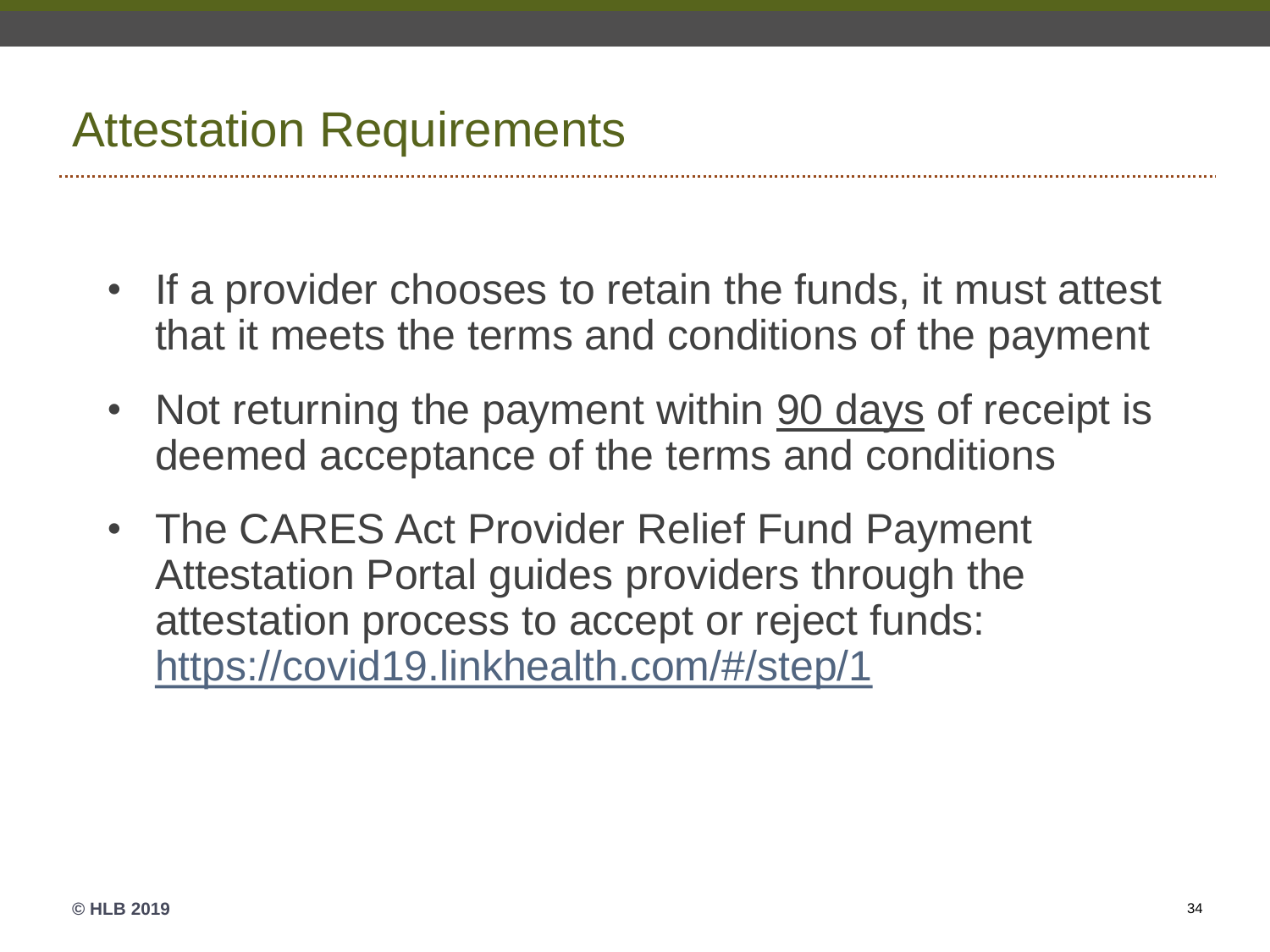# Attestation Requirements

- If a provider chooses to retain the funds, it must attest that it meets the terms and conditions of the payment
- Not returning the payment within 90 days of receipt is deemed acceptance of the terms and conditions
- The CARES Act Provider Relief Fund Payment Attestation Portal guides providers through the attestation process to accept or reject funds: https://covid19.linkhealth.com/#/step/1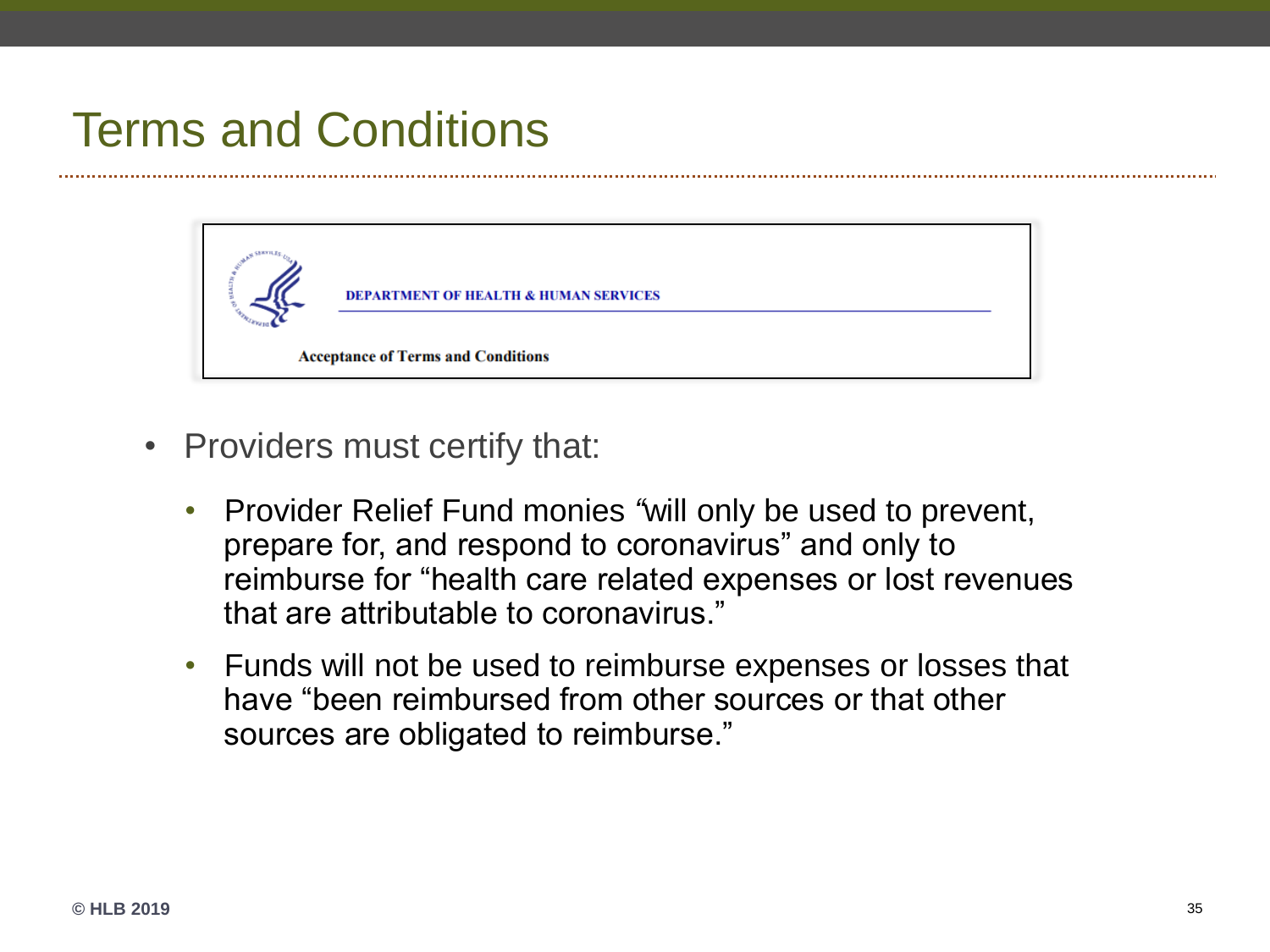# Terms and Conditions

DEPARTMENT OF HEALTH & HUMAN SERVICES

**Acceptance of Terms and Conditions**

- Providers must certify that:
  - Provider Relief Fund monies "will only be used to prevent, prepare for, and respond to coronavirus" and only to reimburse for "health care related expenses or lost revenues that are attributable to coronavirus."
  - Funds will not be used to reimburse expenses or losses that have "been reimbursed from other sources or that other sources are obligated to reimburse."

© HLB 2019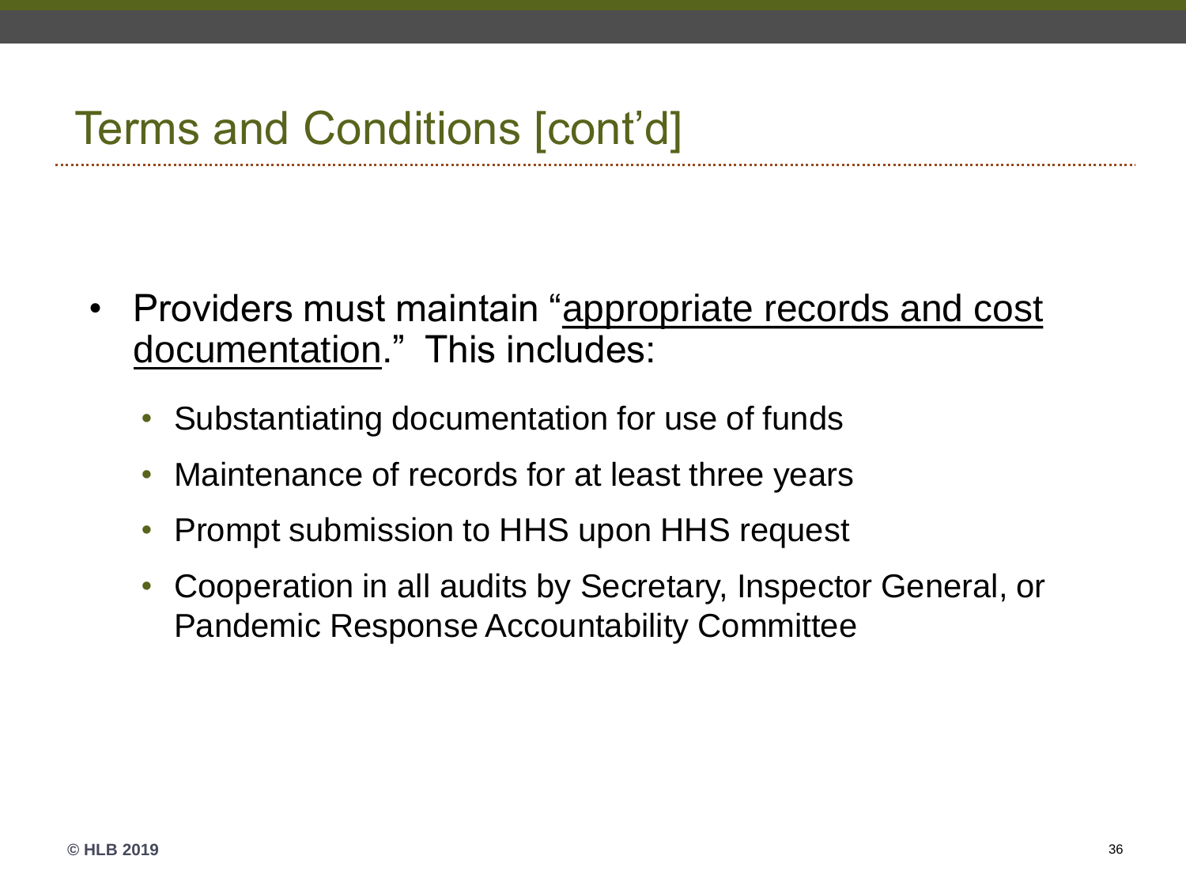# Terms and Conditions [cont'd]

- Providers must maintain "<u>appropriate records and cost documentation</u>." This includes:
  - Substantiating documentation for use of funds
  - Maintenance of records for at least three years
  - Prompt submission to HHS upon HHS request
  - Cooperation in all audits by Secretary, Inspector General, or Pandemic Response Accountability Committee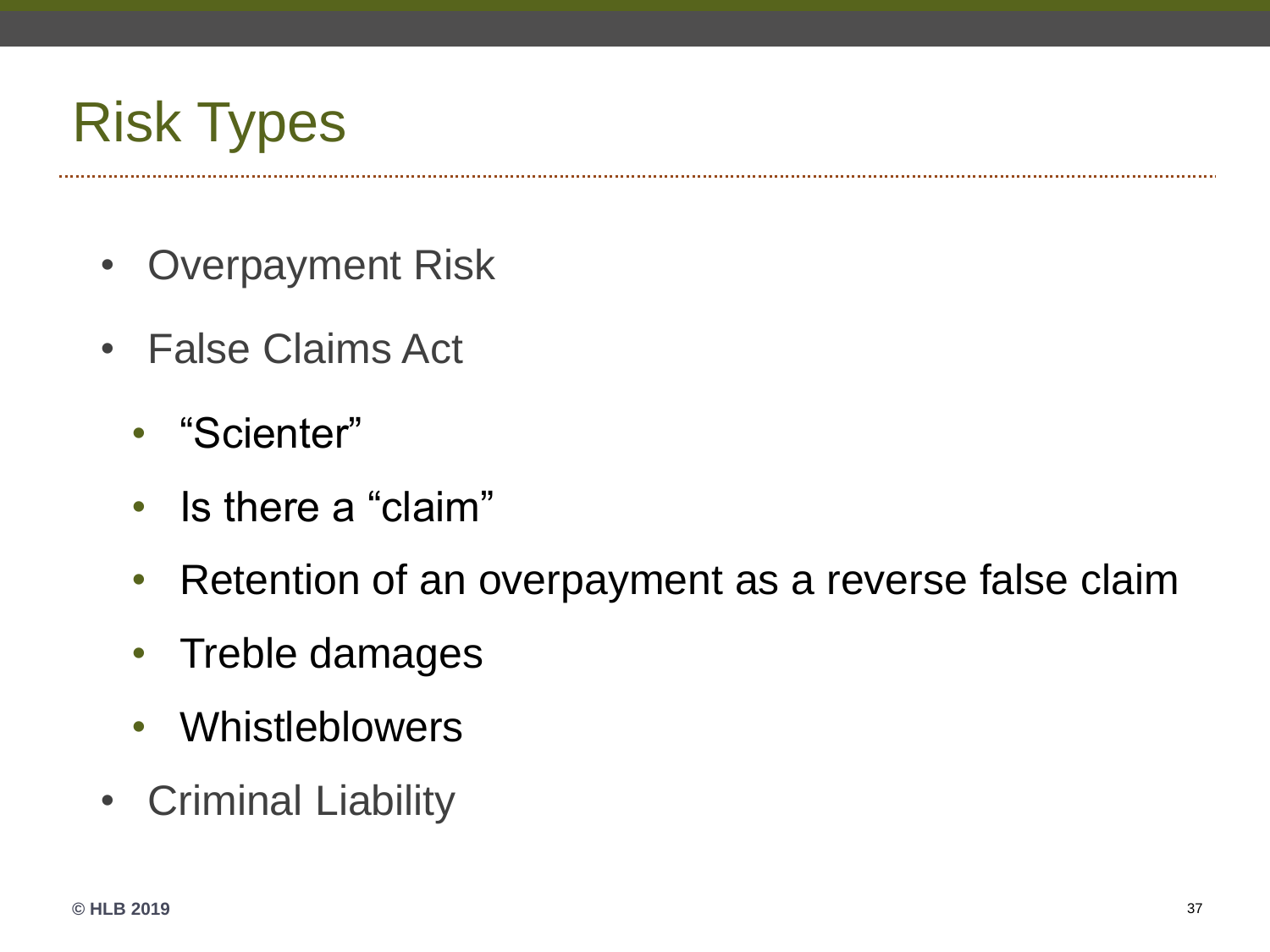# Risk Types

- Overpayment Risk
- False Claims Act
  - "Scienter"
  - Is there a "claim"
  - Retention of an overpayment as a reverse false claim
  - Treble damages
  - Whistleblowers
- Criminal Liability

© HLB 2019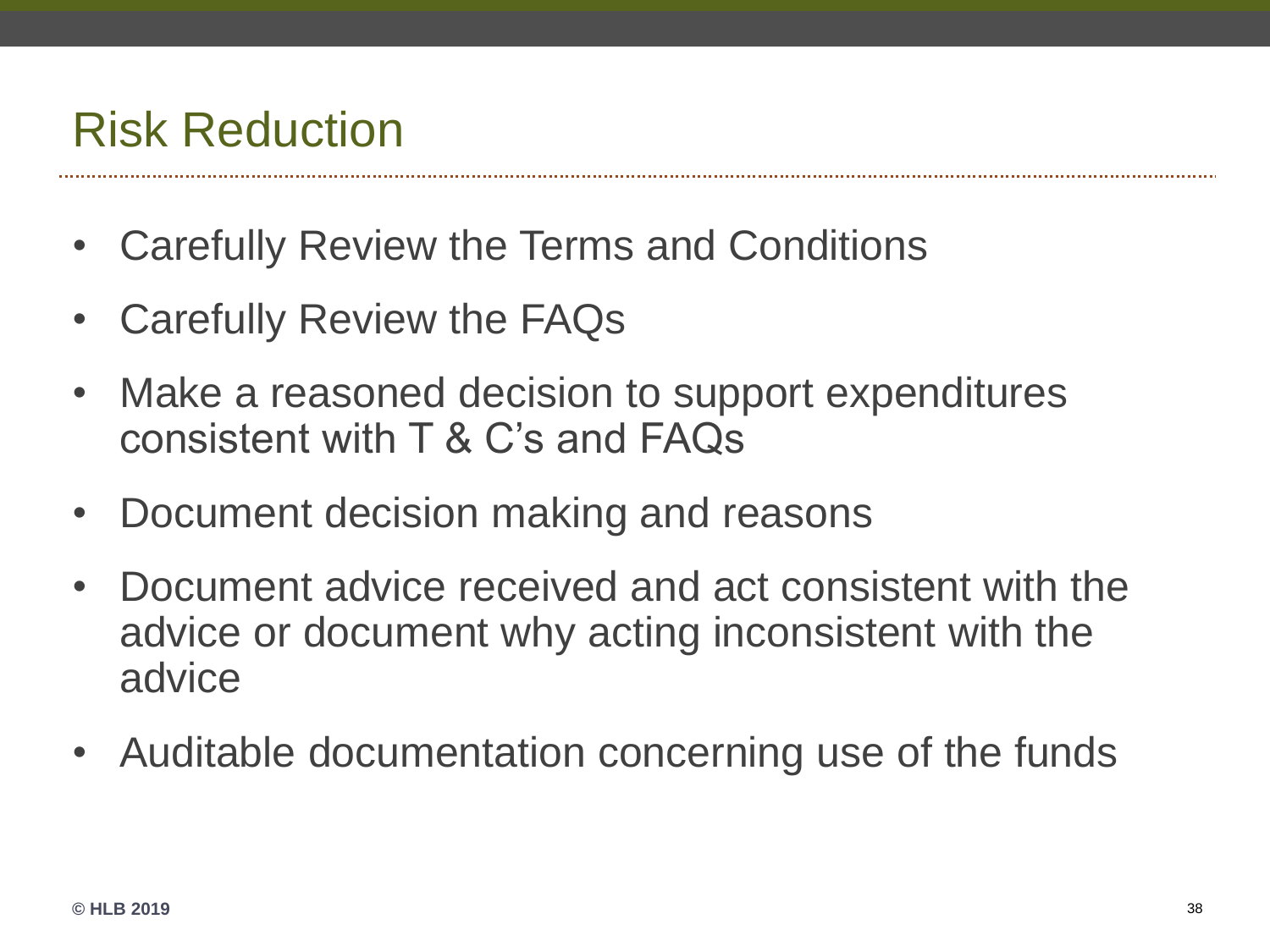# Risk Reduction

- Carefully Review the Terms and Conditions
- Carefully Review the FAQs
- Make a reasoned decision to support expenditures consistent with T & C's and FAQs
- Document decision making and reasons
- Document advice received and act consistent with the advice or document why acting inconsistent with the advice
- Auditable documentation concerning use of the funds

© HLB 2019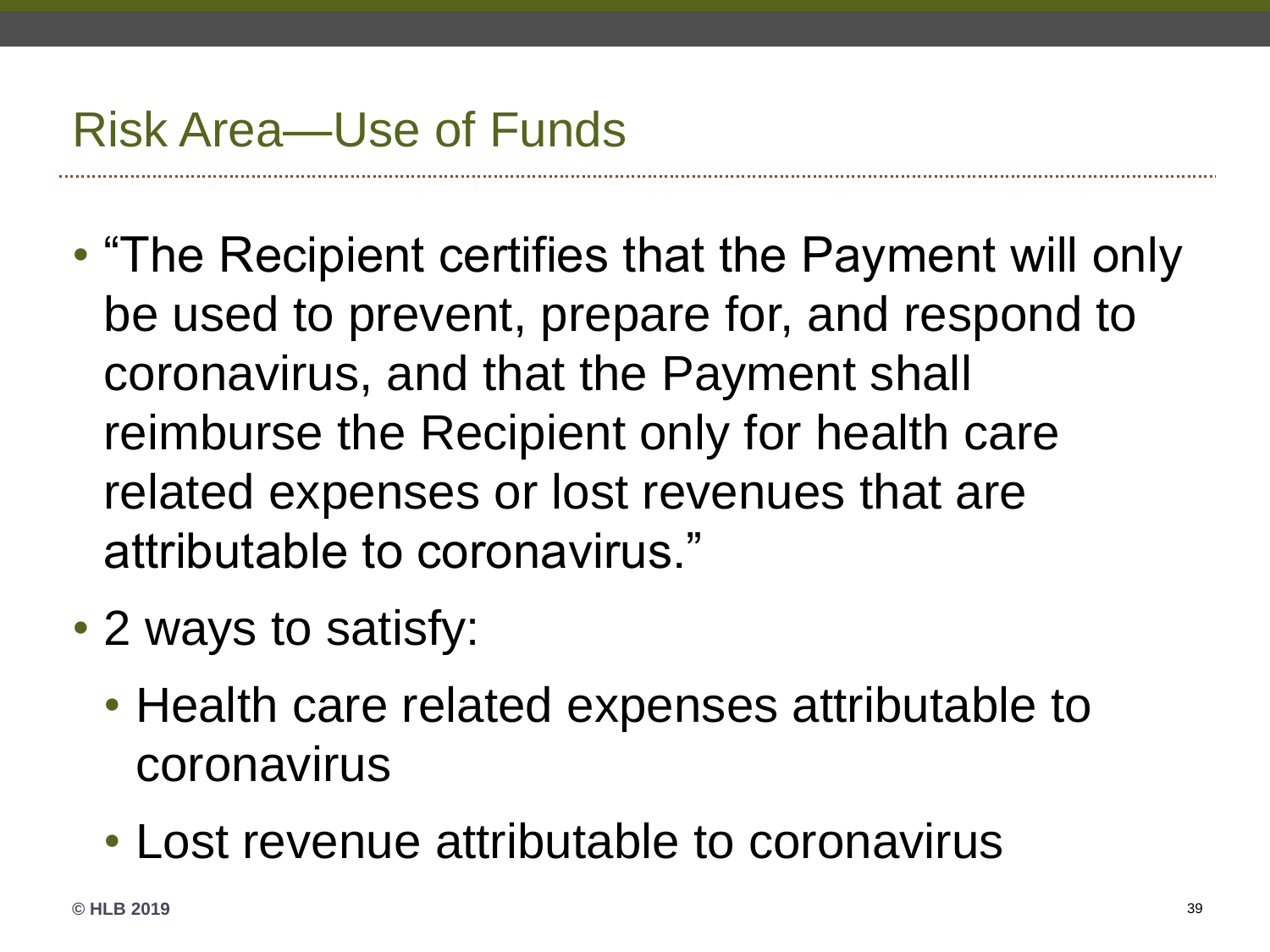# Risk Area—Use of Funds

- "The Recipient certifies that the Payment will only be used to prevent, prepare for, and respond to coronavirus, and that the Payment shall reimburse the Recipient only for health care related expenses or lost revenues that are attributable to coronavirus."
- 2 ways to satisfy:
  - Health care related expenses attributable to coronavirus
  - Lost revenue attributable to coronavirus

© HLB 2019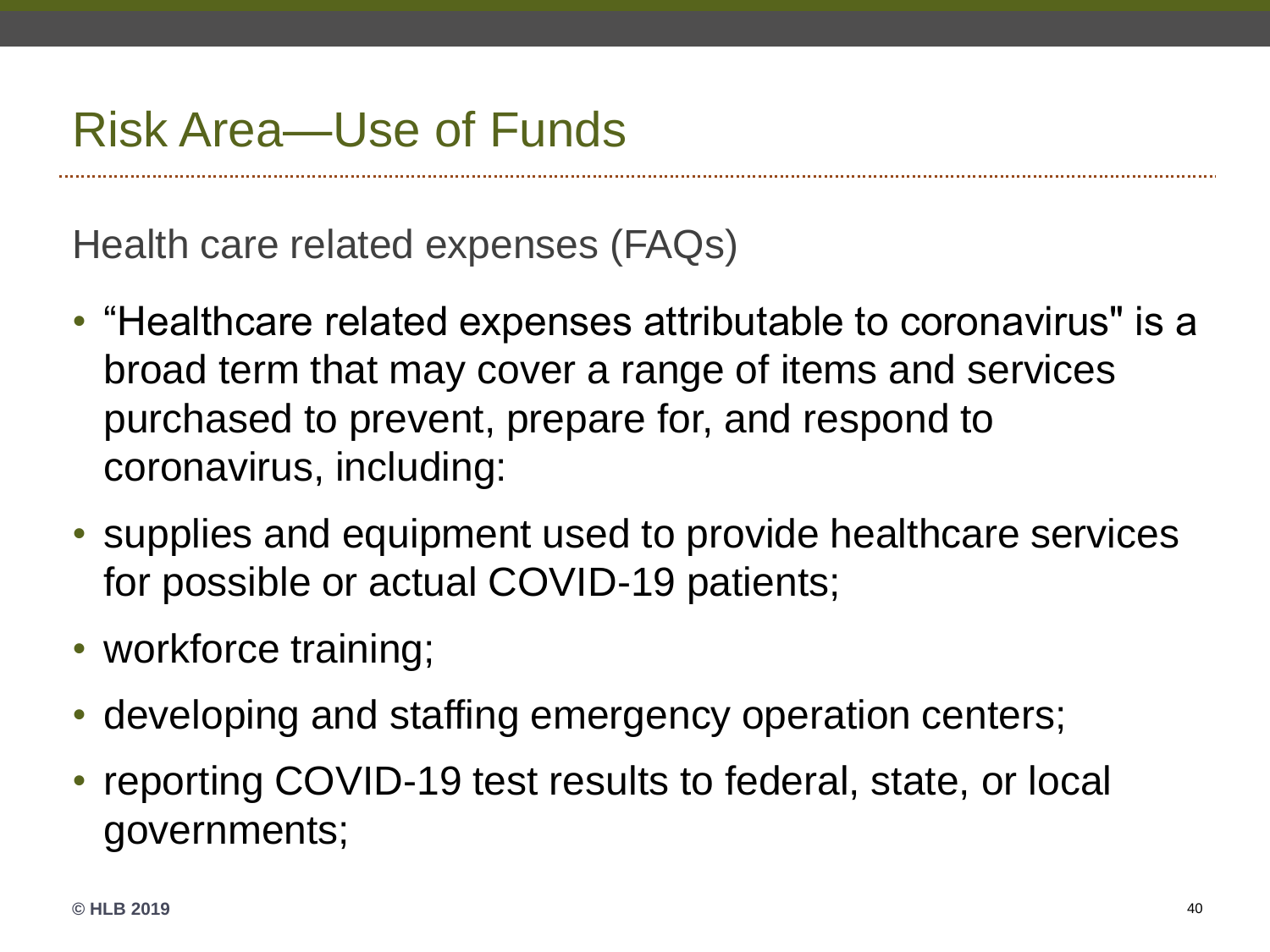# Risk Area—Use of Funds

## Health care related expenses (FAQs)

- “Healthcare related expenses attributable to coronavirus" is a broad term that may cover a range of items and services purchased to prevent, prepare for, and respond to coronavirus, including:
- supplies and equipment used to provide healthcare services for possible or actual COVID-19 patients;
- workforce training;
- developing and staffing emergency operation centers;
- reporting COVID-19 test results to federal, state, or local governments;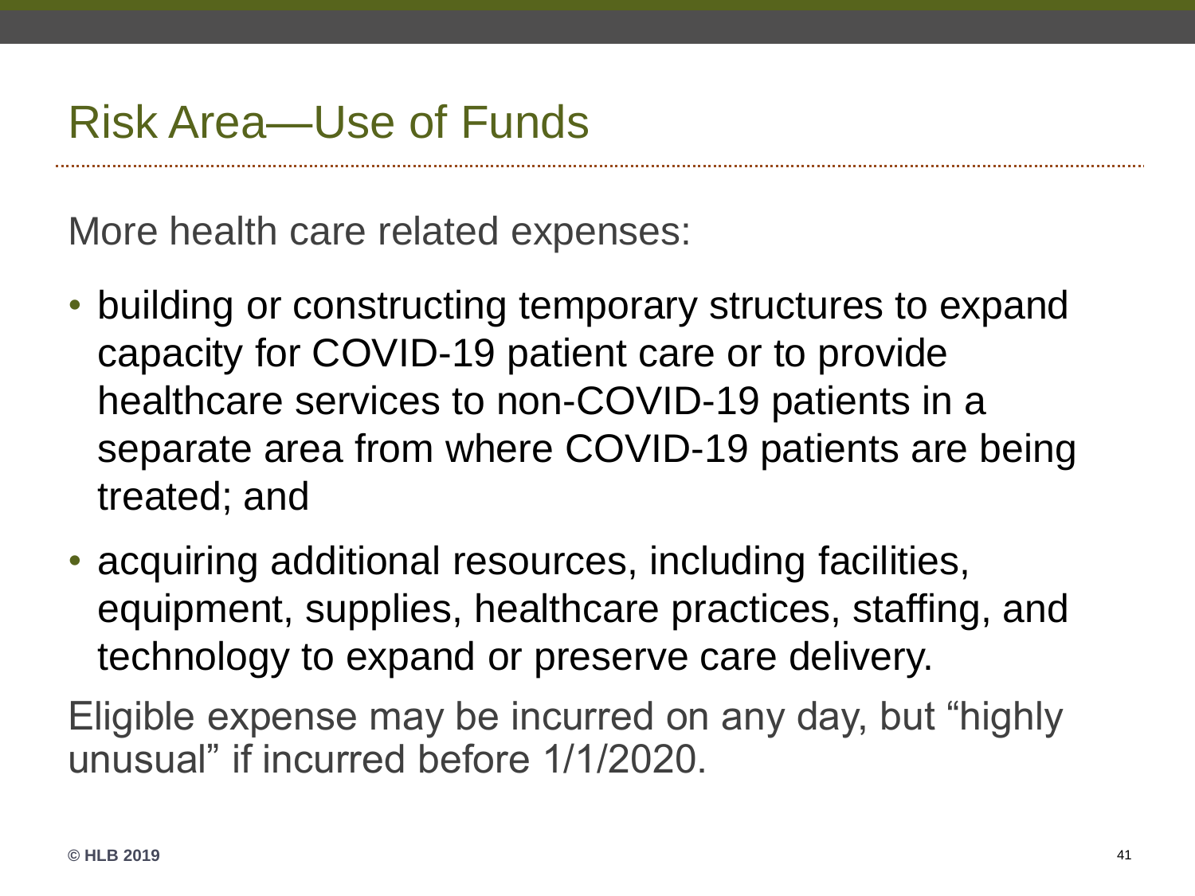# Risk Area—Use of Funds

More health care related expenses:

- building or constructing temporary structures to expand capacity for COVID-19 patient care or to provide healthcare services to non-COVID-19 patients in a separate area from where COVID-19 patients are being treated; and
- acquiring additional resources, including facilities, equipment, supplies, healthcare practices, staffing, and technology to expand or preserve care delivery.

Eligible expense may be incurred on any day, but “highly unusual” if incurred before 1/1/2020.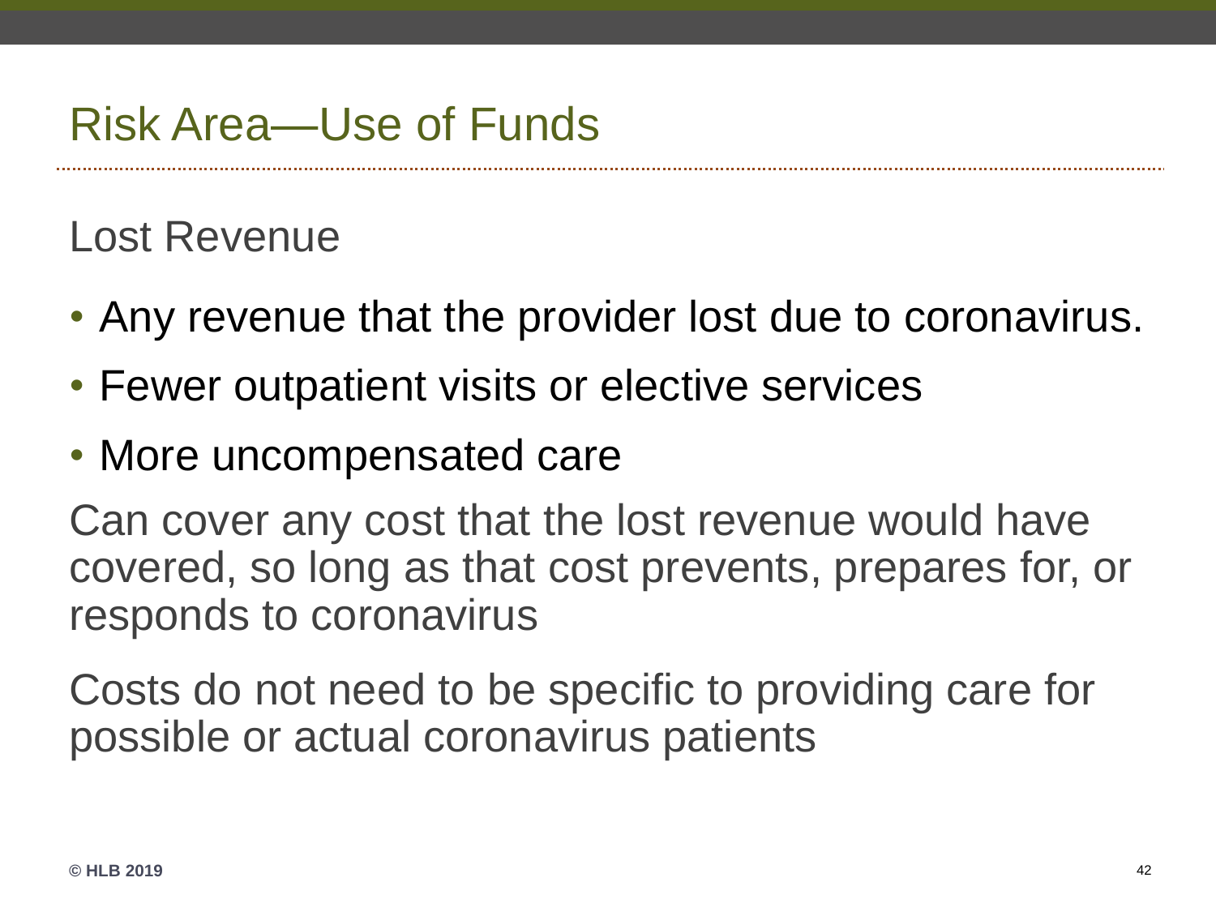# Risk Area—Use of Funds

Lost Revenue

- Any revenue that the provider lost due to coronavirus.
- Fewer outpatient visits or elective services
- More uncompensated care

Can cover any cost that the lost revenue would have covered, so long as that cost prevents, prepares for, or responds to coronavirus

Costs do not need to be specific to providing care for possible or actual coronavirus patients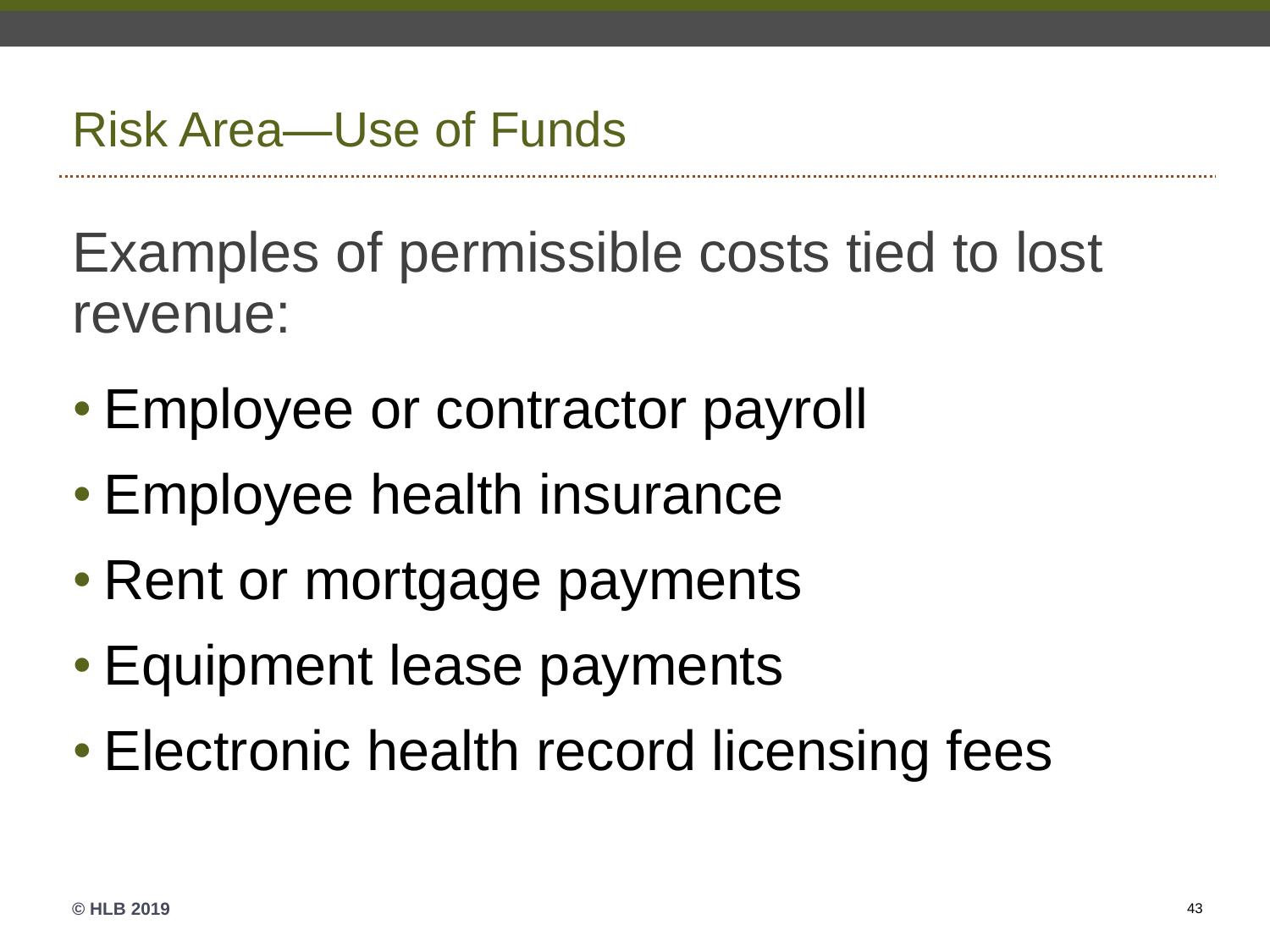## Risk Area—Use of Funds

Examples of permissible costs tied to lost revenue:

- Employee or contractor payroll
- Employee health insurance
- Rent or mortgage payments
- Equipment lease payments
- Electronic health record licensing fees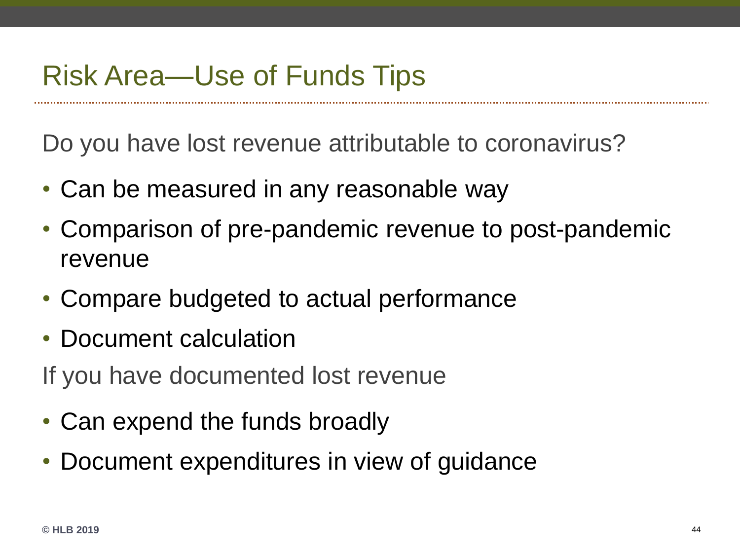# Risk Area—Use of Funds Tips

Do you have lost revenue attributable to coronavirus?

- Can be measured in any reasonable way
- Comparison of pre-pandemic revenue to post-pandemic revenue
- Compare budgeted to actual performance
- Document calculation

If you have documented lost revenue

- Can expend the funds broadly
- Document expenditures in view of guidance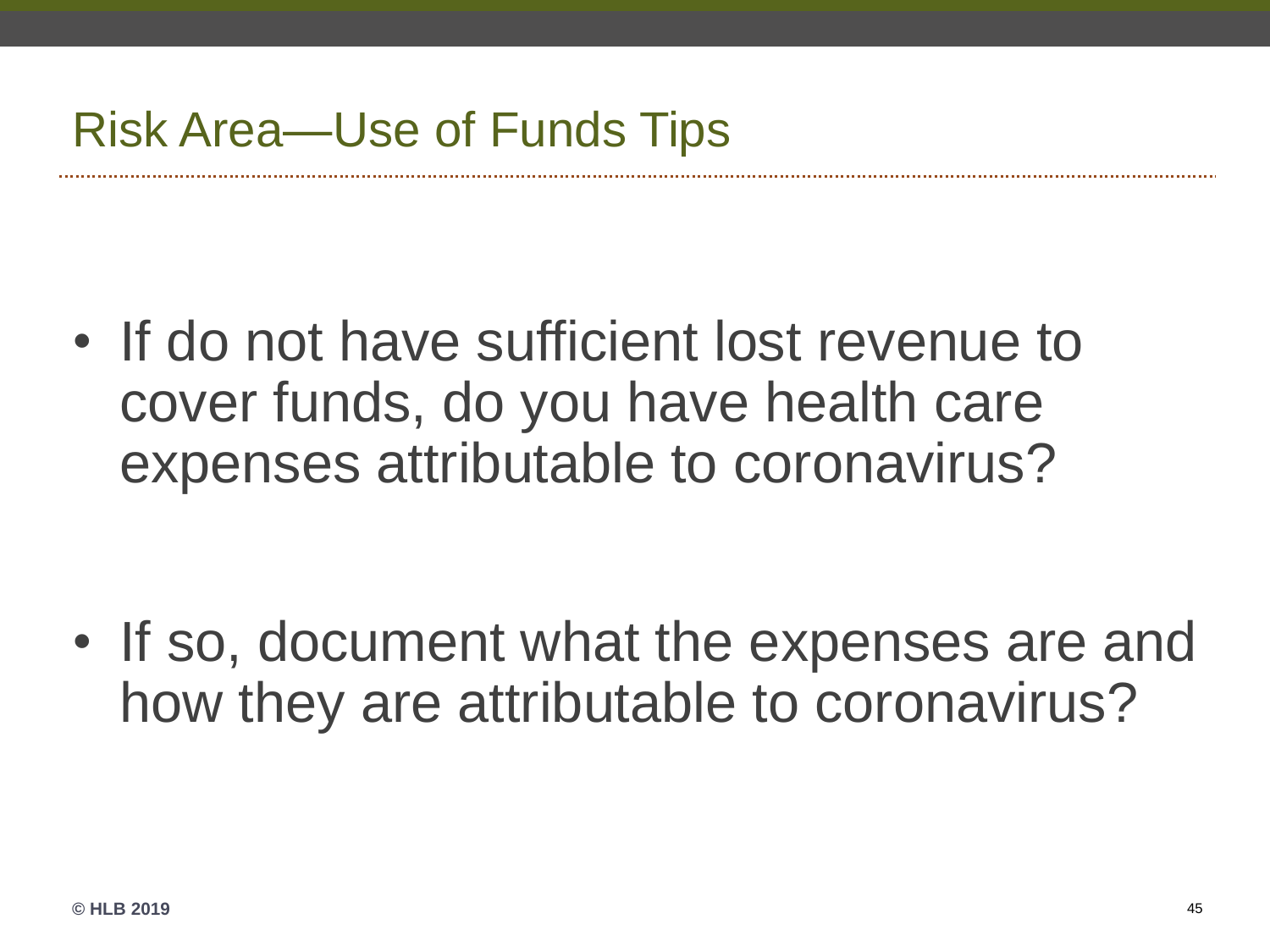# Risk Area—Use of Funds Tips

- If do not have sufficient lost revenue to cover funds, do you have health care expenses attributable to coronavirus?

- If so, document what the expenses are and how they are attributable to coronavirus?

© HLB 2019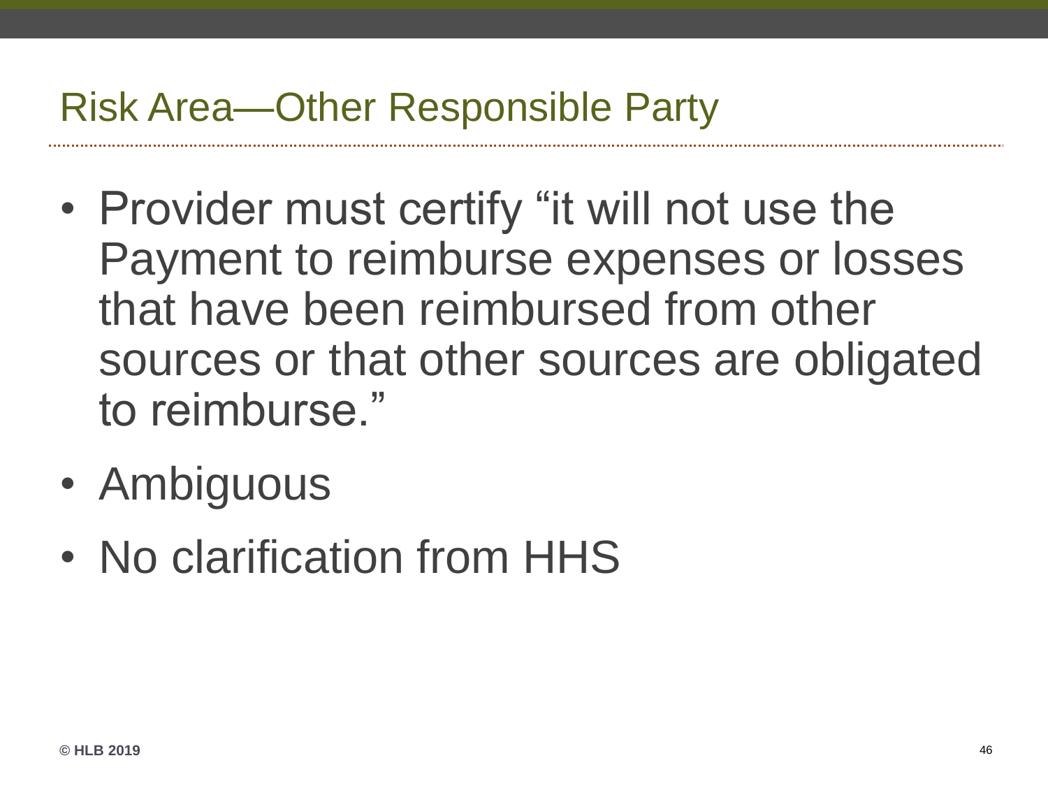# Risk Area—Other Responsible Party

- Provider must certify "it will not use the Payment to reimburse expenses or losses that have been reimbursed from other sources or that other sources are obligated to reimburse."
- Ambiguous
- No clarification from HHS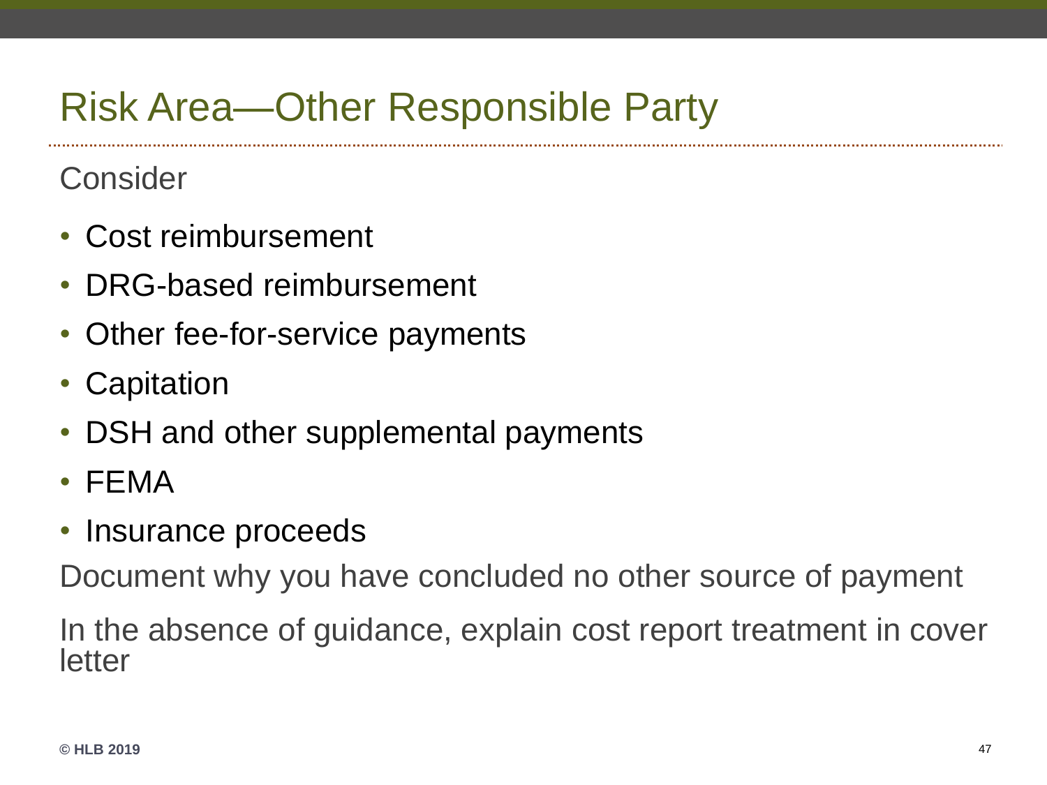# Risk Area—Other Responsible Party

Consider

- Cost reimbursement
- DRG-based reimbursement
- Other fee-for-service payments
- Capitation
- DSH and other supplemental payments
- FEMA
- Insurance proceeds

Document why you have concluded no other source of payment

In the absence of guidance, explain cost report treatment in cover letter

© HLB 2019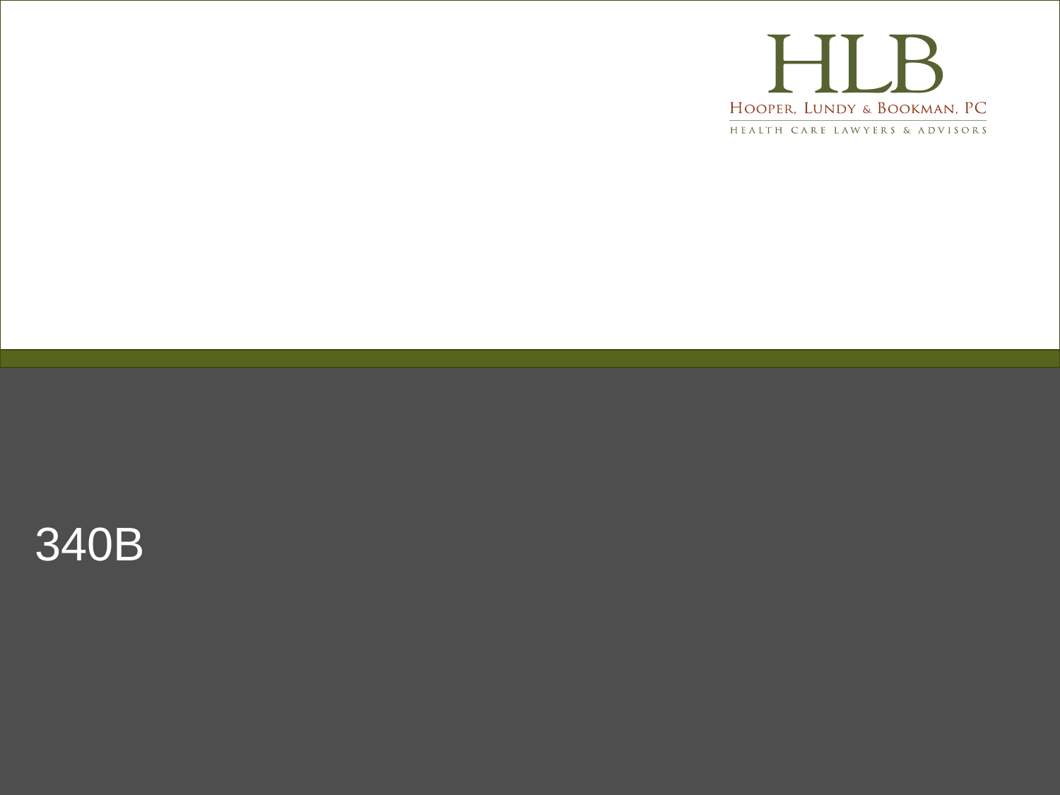# 340B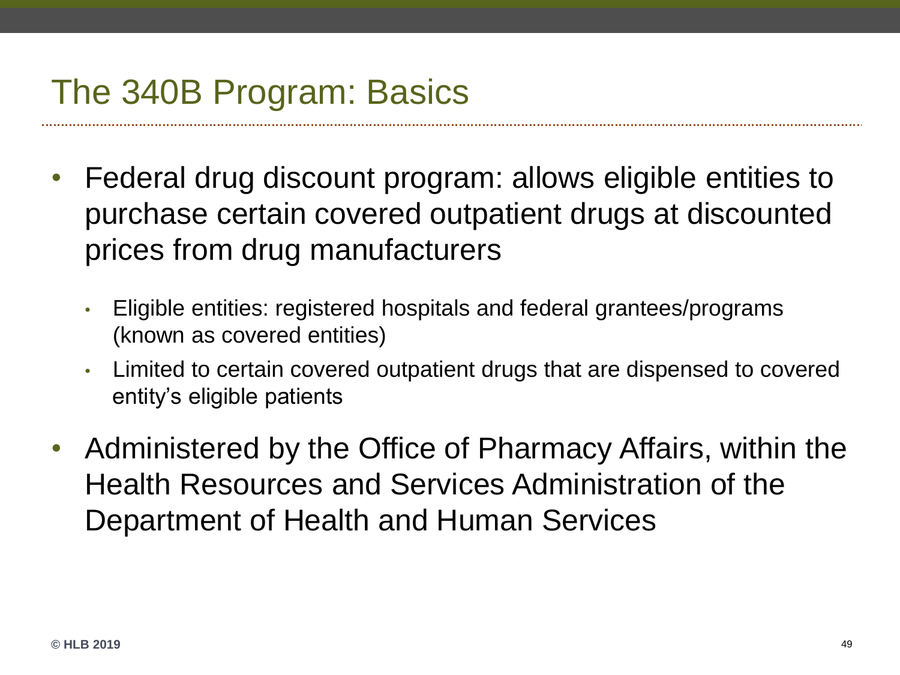# The 340B Program: Basics

- Federal drug discount program: allows eligible entities to purchase certain covered outpatient drugs at discounted prices from drug manufacturers
  - Eligible entities: registered hospitals and federal grantees/programs (known as covered entities)
  - Limited to certain covered outpatient drugs that are dispensed to covered entity's eligible patients
- Administered by the Office of Pharmacy Affairs, within the Health Resources and Services Administration of the Department of Health and Human Services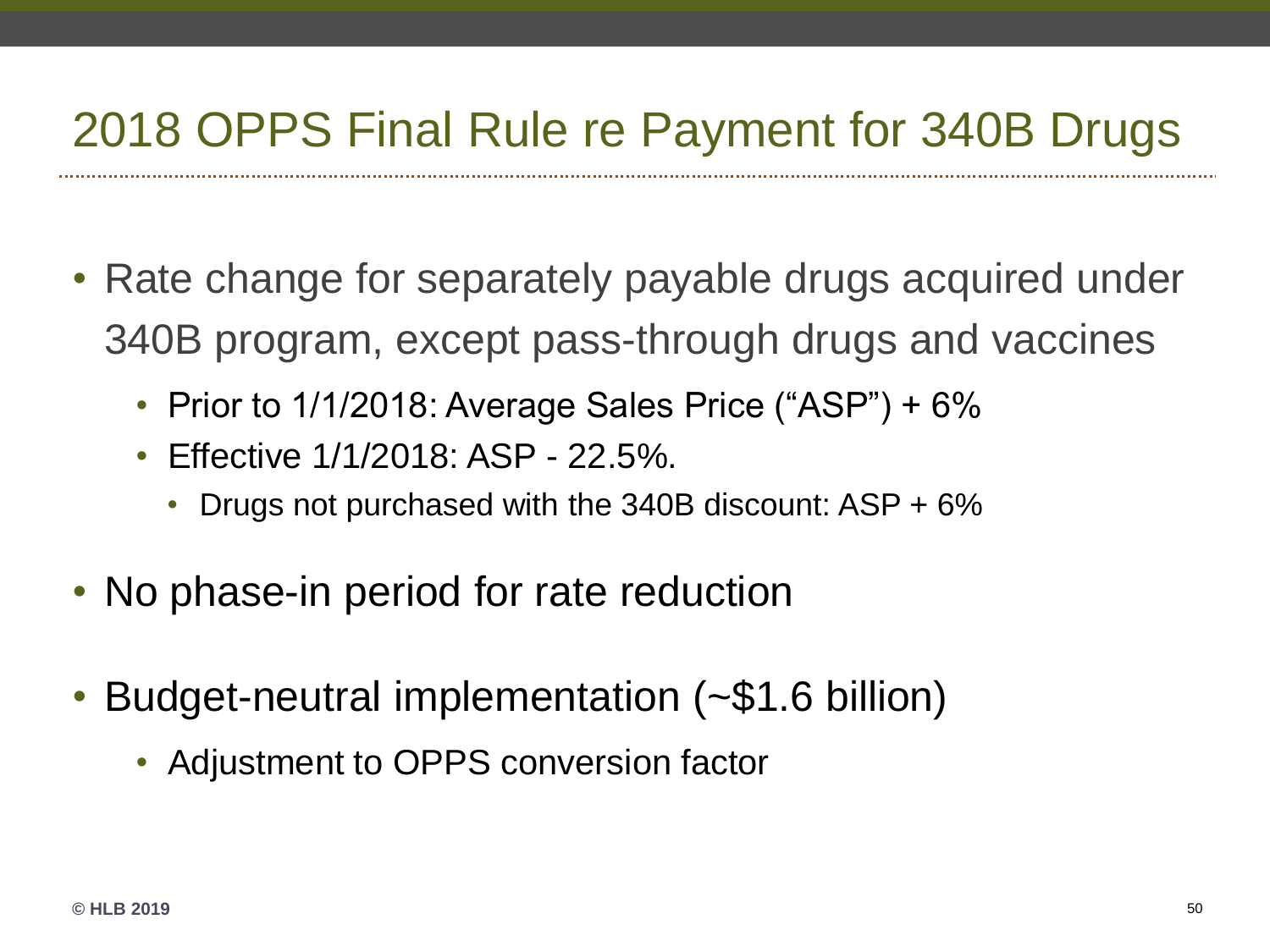# 2018 OPPS Final Rule re Payment for 340B Drugs

- Rate change for separately payable drugs acquired under 340B program, except pass-through drugs and vaccines
  - Prior to 1/1/2018: Average Sales Price (“ASP”) + 6%
  - Effective 1/1/2018: ASP - 22.5%.
    - Drugs not purchased with the 340B discount: ASP + 6%
- No phase-in period for rate reduction
- Budget-neutral implementation (~$1.6 billion)
  - Adjustment to OPPS conversion factor

© HLB 2019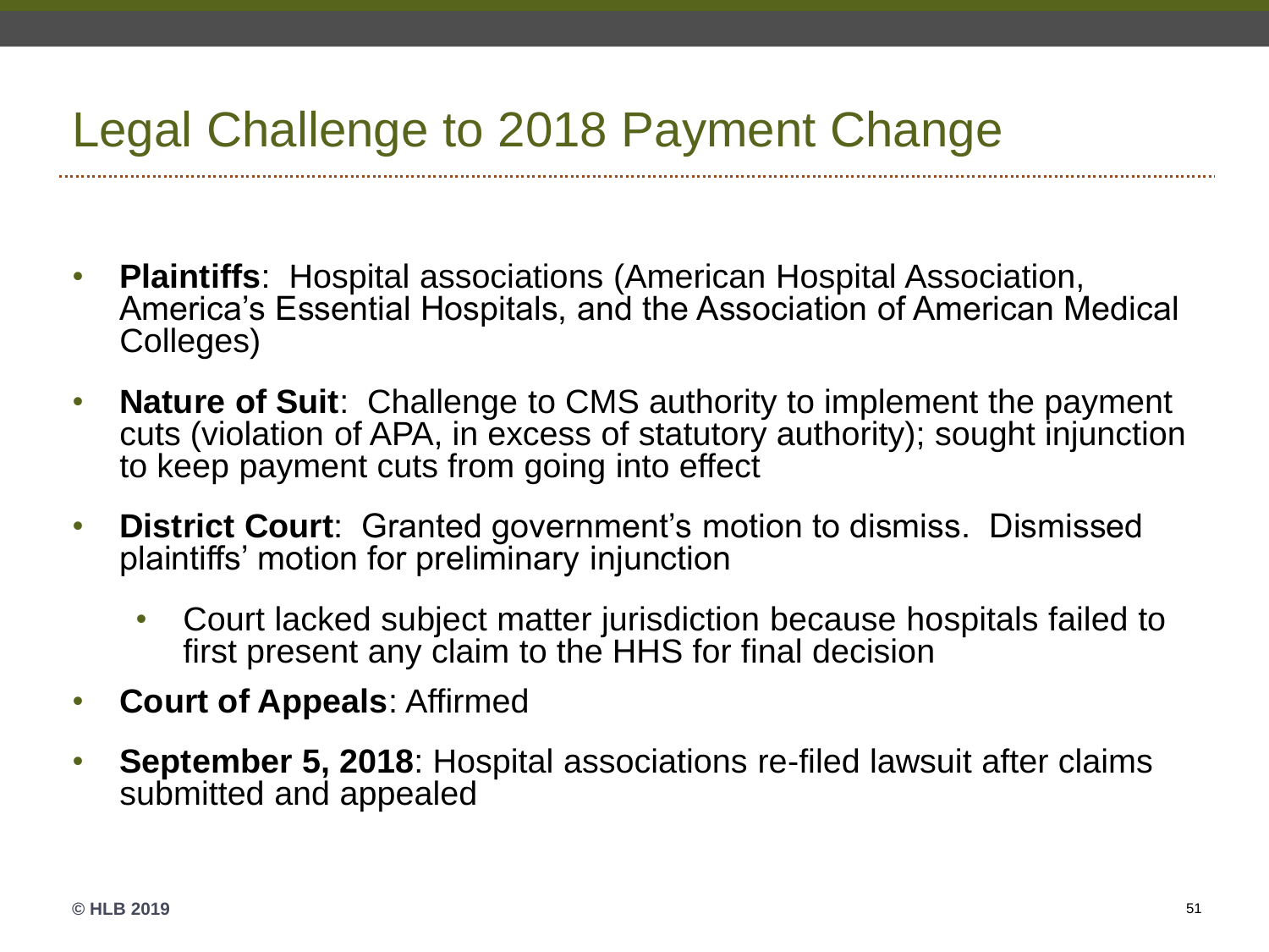# Legal Challenge to 2018 Payment Change

- **Plaintiffs**: Hospital associations (American Hospital Association, America's Essential Hospitals, and the Association of American Medical Colleges)
- **Nature of Suit**: Challenge to CMS authority to implement the payment cuts (violation of APA, in excess of statutory authority); sought injunction to keep payment cuts from going into effect
- **District Court**: Granted government's motion to dismiss. Dismissed plaintiffs' motion for preliminary injunction
  - Court lacked subject matter jurisdiction because hospitals failed to first present any claim to the HHS for final decision
- **Court of Appeals**: Affirmed
- **September 5, 2018**: Hospital associations re-filed lawsuit after claims submitted and appealed

© HLB 2019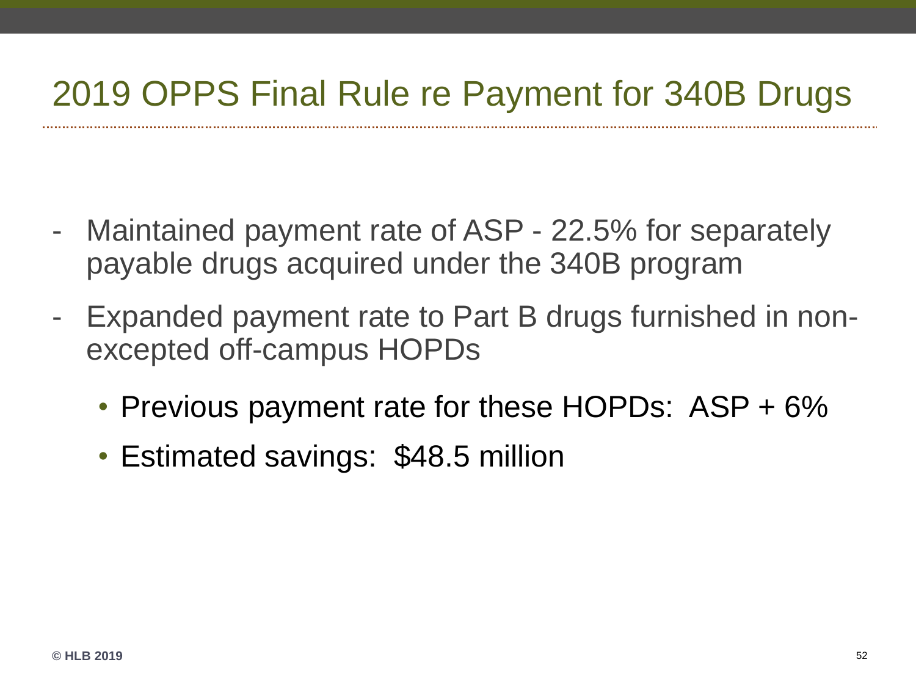# 2019 OPPS Final Rule re Payment for 340B Drugs

- Maintained payment rate of ASP - 22.5% for separately payable drugs acquired under the 340B program
- Expanded payment rate to Part B drugs furnished in non-excepted off-campus HOPDs
  - Previous payment rate for these HOPDs: ASP + 6%
  - Estimated savings: $48.5 million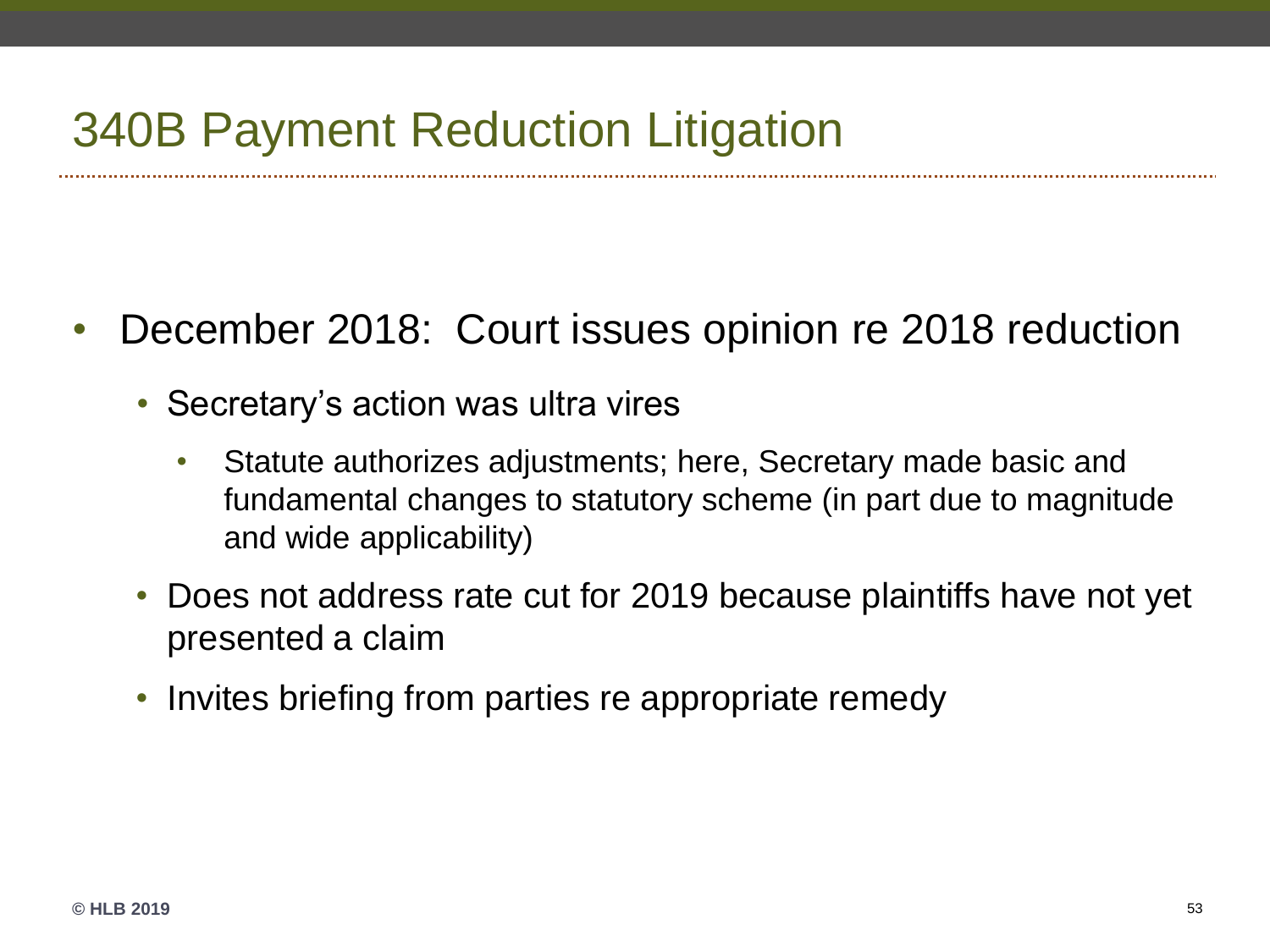# 340B Payment Reduction Litigation

- December 2018: Court issues opinion re 2018 reduction
  - Secretary's action was ultra vires
    - Statute authorizes adjustments; here, Secretary made basic and fundamental changes to statutory scheme (in part due to magnitude and wide applicability)
  - Does not address rate cut for 2019 because plaintiffs have not yet presented a claim
  - Invites briefing from parties re appropriate remedy

© HLB 2019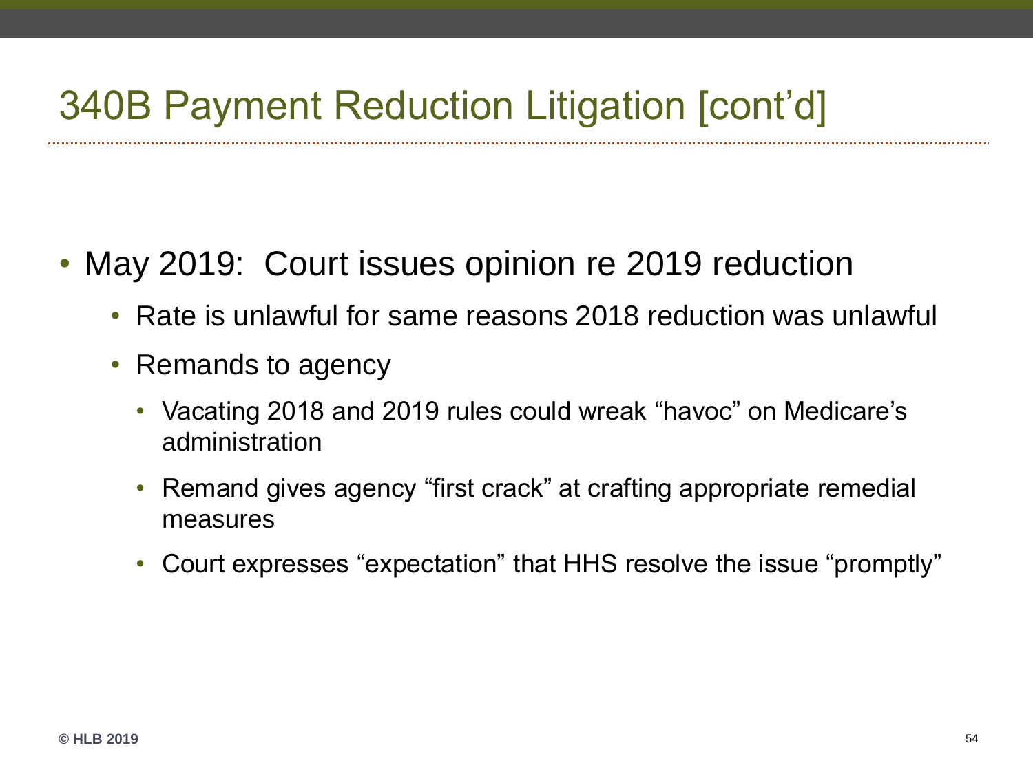# 340B Payment Reduction Litigation [cont'd]

- May 2019: Court issues opinion re 2019 reduction
  - Rate is unlawful for same reasons 2018 reduction was unlawful
  - Remands to agency
    - Vacating 2018 and 2019 rules could wreak "havoc" on Medicare's administration
    - Remand gives agency "first crack" at crafting appropriate remedial measures
    - Court expresses "expectation" that HHS resolve the issue "promptly"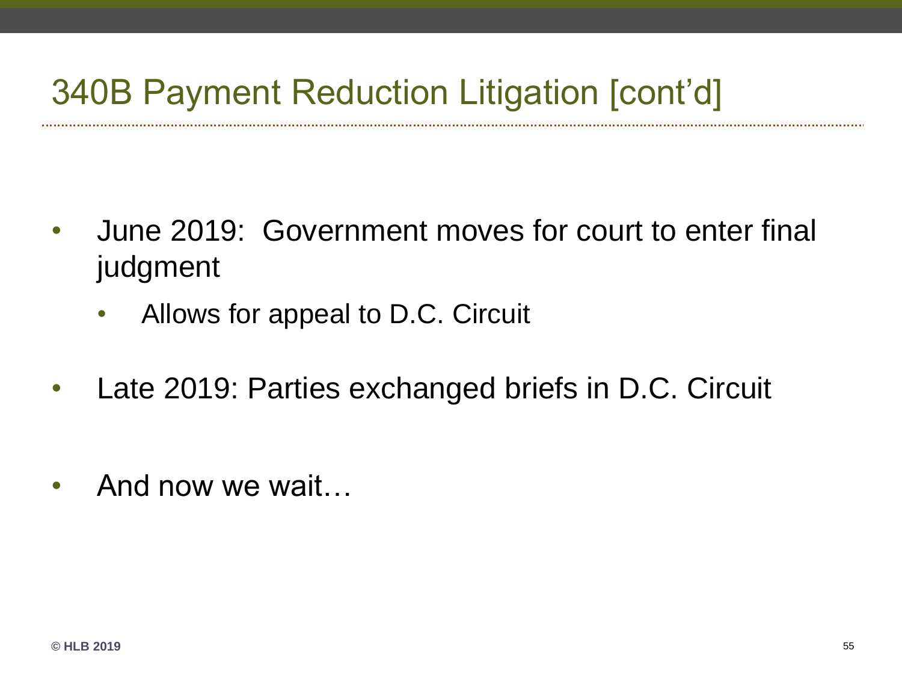# 340B Payment Reduction Litigation [cont'd]

- June 2019: Government moves for court to enter final judgment
  - Allows for appeal to D.C. Circuit
- Late 2019: Parties exchanged briefs in D.C. Circuit
- And now we wait…

**© HLB 2019**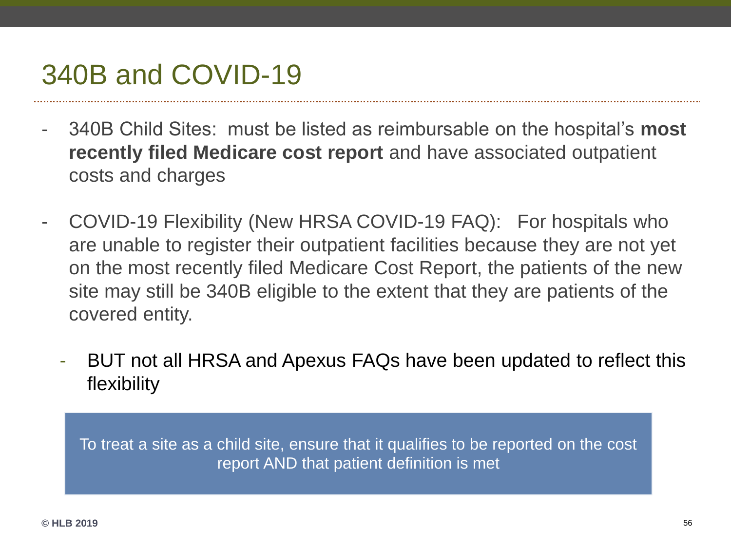# 340B and COVID-19

- 340B Child Sites: must be listed as reimbursable on the hospital's **most recently filed Medicare cost report** and have associated outpatient costs and charges

- COVID-19 Flexibility (New HRSA COVID-19 FAQ): For hospitals who are unable to register their outpatient facilities because they are not yet on the most recently filed Medicare Cost Report, the patients of the new site may still be 340B eligible to the extent that they are patients of the covered entity.
  - BUT not all HRSA and Apexus FAQs have been updated to reflect this flexibility

To treat a site as a child site, ensure that it qualifies to be reported on the cost report AND that patient definition is met

© HLB 2019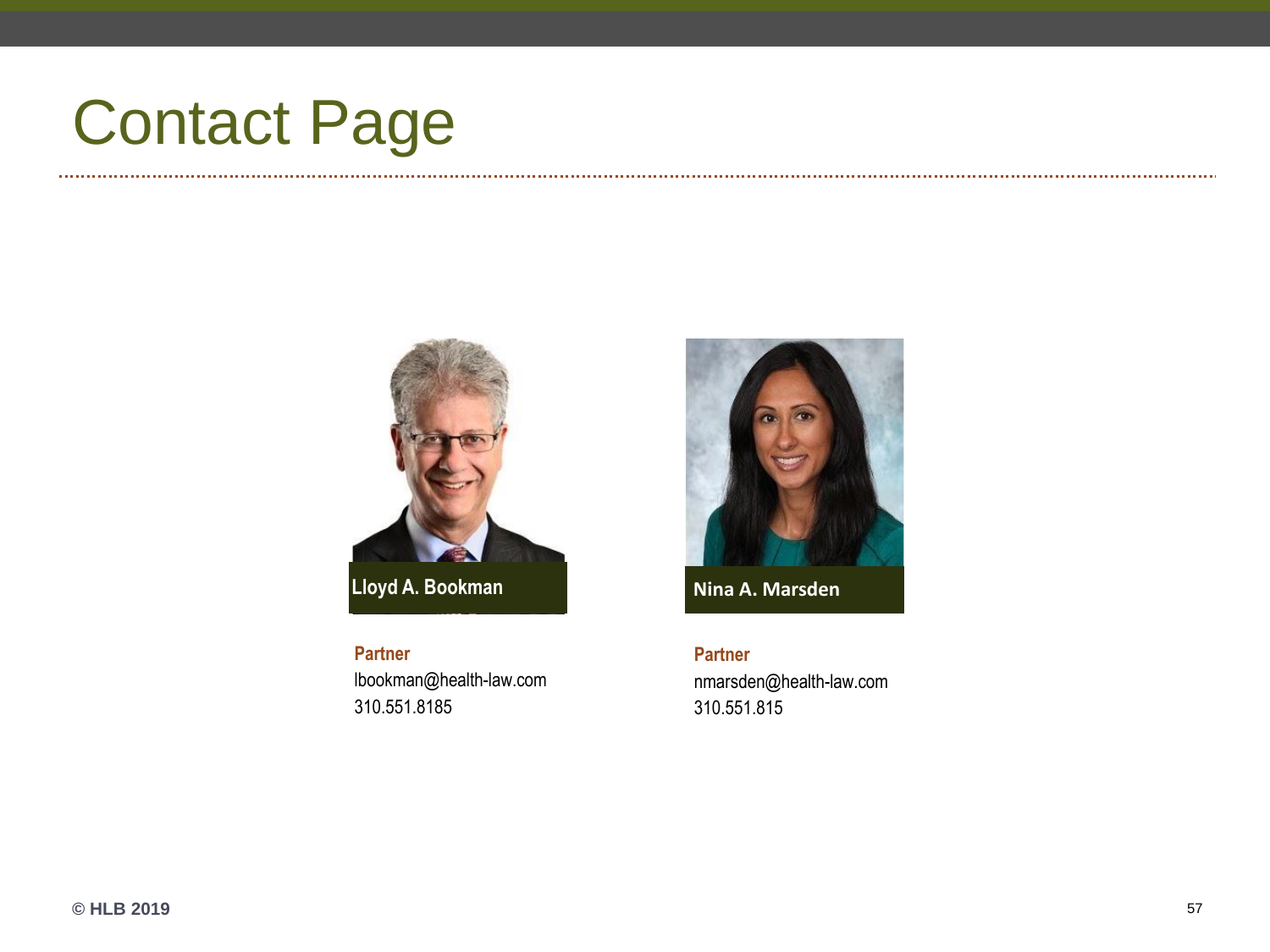# Contact Page

**Lloyd A. Bookman**

**Partner**
lbookman@health-law.com
310.551.8185

**Nina A. Marsden**

**Partner**
nmarsden@health-law.com
310.551.815

© HLB 2019